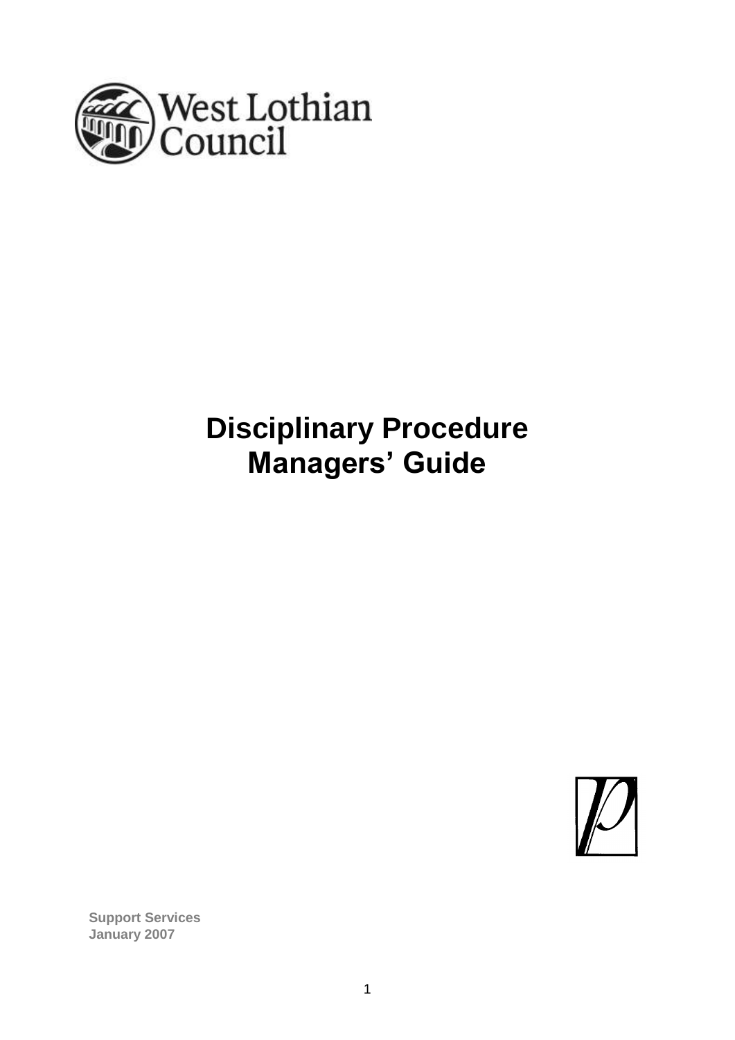West Lothian Council

# Disciplinary Procedure
# Managers' Guide

**Support Services**
**January 2007**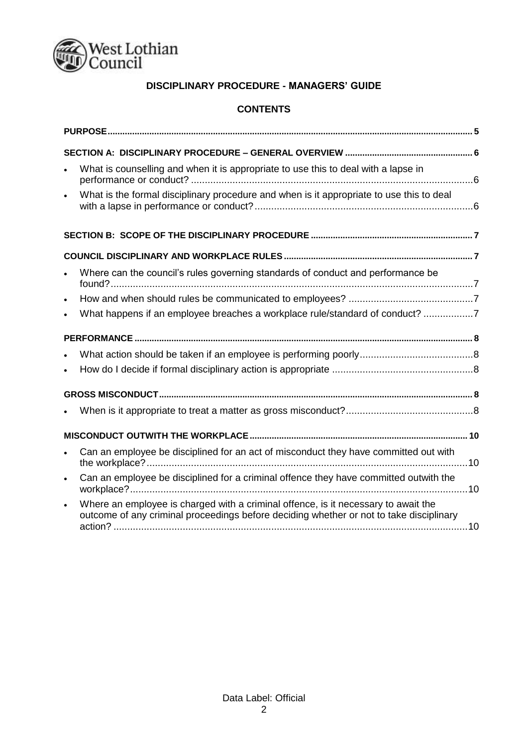**DISCIPLINARY PROCEDURE - MANAGERS' GUIDE**

**CONTENTS**

**PURPOSE** ..... 5

**SECTION A: DISCIPLINARY PROCEDURE – GENERAL OVERVIEW** ..... 6

- What is counselling and when it is appropriate to use this to deal with a lapse in performance or conduct? ..... 6
- What is the formal disciplinary procedure and when is it appropriate to use this to deal with a lapse in performance or conduct? ..... 6

**SECTION B: SCOPE OF THE DISCIPLINARY PROCEDURE** ..... 7

**COUNCIL DISCIPLINARY AND WORKPLACE RULES** ..... 7

- Where can the council's rules governing standards of conduct and performance be found? ..... 7
- How and when should rules be communicated to employees? ..... 7
- What happens if an employee breaches a workplace rule/standard of conduct? ..... 7

**PERFORMANCE** ..... 8

- What action should be taken if an employee is performing poorly ..... 8
- How do I decide if formal disciplinary action is appropriate ..... 8

**GROSS MISCONDUCT** ..... 8

- When is it appropriate to treat a matter as gross misconduct? ..... 8

**MISCONDUCT OUTWITH THE WORKPLACE** ..... 10

- Can an employee be disciplined for an act of misconduct they have committed out with the workplace? ..... 10
- Can an employee be disciplined for a criminal offence they have committed outwith the workplace? ..... 10
- Where an employee is charged with a criminal offence, is it necessary to await the outcome of any criminal proceedings before deciding whether or not to take disciplinary action? ..... 10

Data Label: Official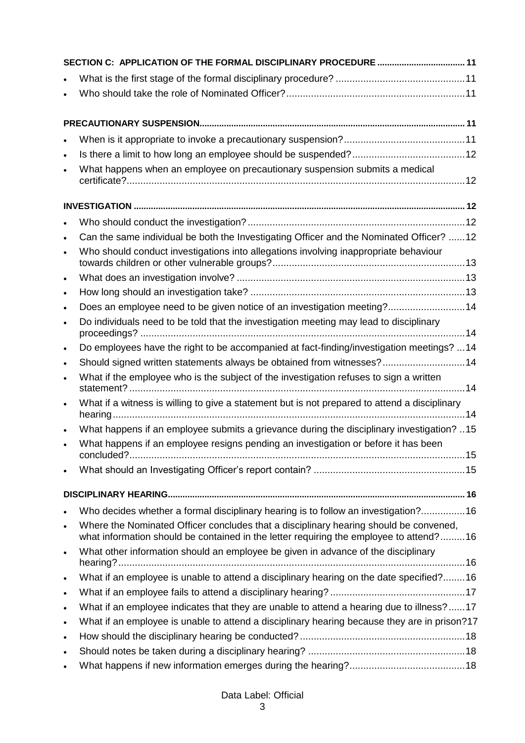**SECTION C: APPLICATION OF THE FORMAL DISCIPLINARY PROCEDURE .................................... 11**

- What is the first stage of the formal disciplinary procedure? ...............................................11
- Who should take the role of Nominated Officer?.................................................................11

**PRECAUTIONARY SUSPENSION.......................................................................................................... 11**

- When is it appropriate to invoke a precautionary suspension?............................................11
- Is there a limit to how long an employee should be suspended?.........................................12
- What happens when an employee on precautionary suspension submits a medical certificate?...........................................................................................................................12

**INVESTIGATION ..................................................................................................................................... 12**

- Who should conduct the investigation?...............................................................................12
- Can the same individual be both the Investigating Officer and the Nominated Officer? ......12
- Who should conduct investigations into allegations involving inappropriate behaviour towards children or other vulnerable groups?......................................................................13
- What does an investigation involve? ...................................................................................13
- How long should an investigation take? ..............................................................................13
- Does an employee need to be given notice of an investigation meeting?............................14
- Do individuals need to be told that the investigation meeting may lead to disciplinary proceedings? ......................................................................................................................14
- Do employees have the right to be accompanied at fact-finding/investigation meetings? ...14
- Should signed written statements always be obtained from witnesses?..............................14
- What if the employee who is the subject of the investigation refuses to sign a written statement? ..........................................................................................................................14
- What if a witness is willing to give a statement but is not prepared to attend a disciplinary hearing................................................................................................................................14
- What happens if an employee submits a grievance during the disciplinary investigation? ..15
- What happens if an employee resigns pending an investigation or before it has been concluded?..........................................................................................................................15
- What should an Investigating Officer's report contain? .......................................................15

**DISCIPLINARY HEARING........................................................................................................................ 16**

- Who decides whether a formal disciplinary hearing is to follow an investigation?................16
- Where the Nominated Officer concludes that a disciplinary hearing should be convened, what information should be contained in the letter requiring the employee to attend?.........16
- What other information should an employee be given in advance of the disciplinary hearing?..............................................................................................................................16
- What if an employee is unable to attend a disciplinary hearing on the date specified?........16
- What if an employee fails to attend a disciplinary hearing?.................................................17
- What if an employee indicates that they are unable to attend a hearing due to illness?......17
- What if an employee is unable to attend a disciplinary hearing because they are in prison?17
- How should the disciplinary hearing be conducted?............................................................18
- Should notes be taken during a disciplinary hearing? .........................................................18
- What happens if new information emerges during the hearing?..........................................18

Data Label: Official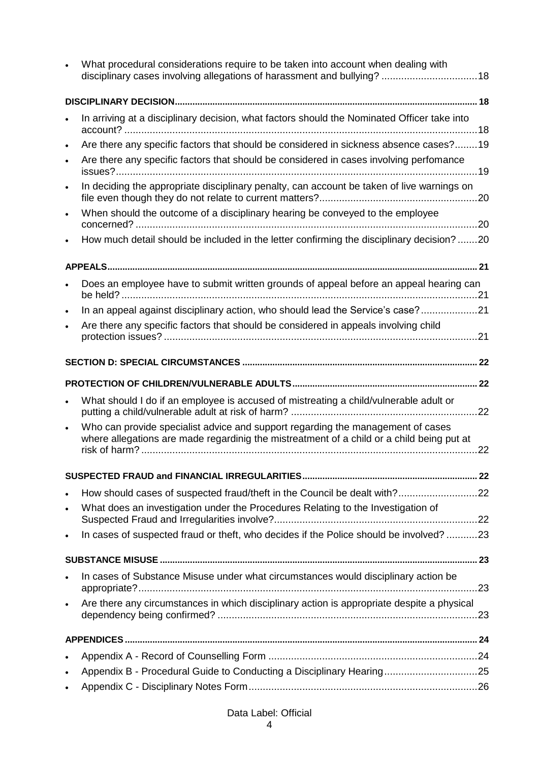- What procedural considerations require to be taken into account when dealing with disciplinary cases involving allegations of harassment and bullying? ..................................18

**DISCIPLINARY DECISION** ........................................................................................................................ 18

- In arriving at a disciplinary decision, what factors should the Nominated Officer take into account? ..............................................................................................................................18
- Are there any specific factors that should be considered in sickness absence cases?........19
- Are there any specific factors that should be considered in cases involving perfomance issues?.................................................................................................................................19
- In deciding the appropriate disciplinary penalty, can account be taken of live warnings on file even though they do not relate to current matters?........................................................20
- When should the outcome of a disciplinary hearing be conveyed to the employee concerned? ..........................................................................................................................20
- How much detail should be included in the letter confirming the disciplinary decision? .......20

**APPEALS** .................................................................................................................................................. 21

- Does an employee have to submit written grounds of appeal before an appeal hearing can be held? ...............................................................................................................................21
- In an appeal against disciplinary action, who should lead the Service's case?....................21
- Are there any specific factors that should be considered in appeals involving child protection issues? ................................................................................................................21

**SECTION D: SPECIAL CIRCUMSTANCES** ............................................................................................ 22

**PROTECTION OF CHILDREN/VULNERABLE ADULTS** ......................................................................... 22

- What should I do if an employee is accused of mistreating a child/vulnerable adult or putting a child/vulnerable adult at risk of harm? ..................................................................22
- Who can provide specialist advice and support regarding the management of cases where allegations are made regardinig the mistreatment of a child or a child being put at risk of harm? ........................................................................................................................22

**SUSPECTED FRAUD and FINANCIAL IRREGULARITIES** ..................................................................... 22

- How should cases of suspected fraud/theft in the Council be dealt with?............................22
- What does an investigation under the Procedures Relating to the Investigation of Suspected Fraud and Irregularities involve?........................................................................22
- In cases of suspected fraud or theft, who decides if the Police should be involved? ...........23

**SUBSTANCE MISUSE** ............................................................................................................................. 23

- In cases of Substance Misuse under what circumstances would disciplinary action be appropriate?.........................................................................................................................23
- Are there any circumstances in which disciplinary action is appropriate despite a physical dependency being confirmed? ............................................................................................23

**APPENDICES** .......................................................................................................................................... 24

- Appendix A - Record of Counselling Form ...........................................................................24
- Appendix B - Procedural Guide to Conducting a Disciplinary Hearing.................................25
- Appendix C - Disciplinary Notes Form.................................................................................26

Data Label: Official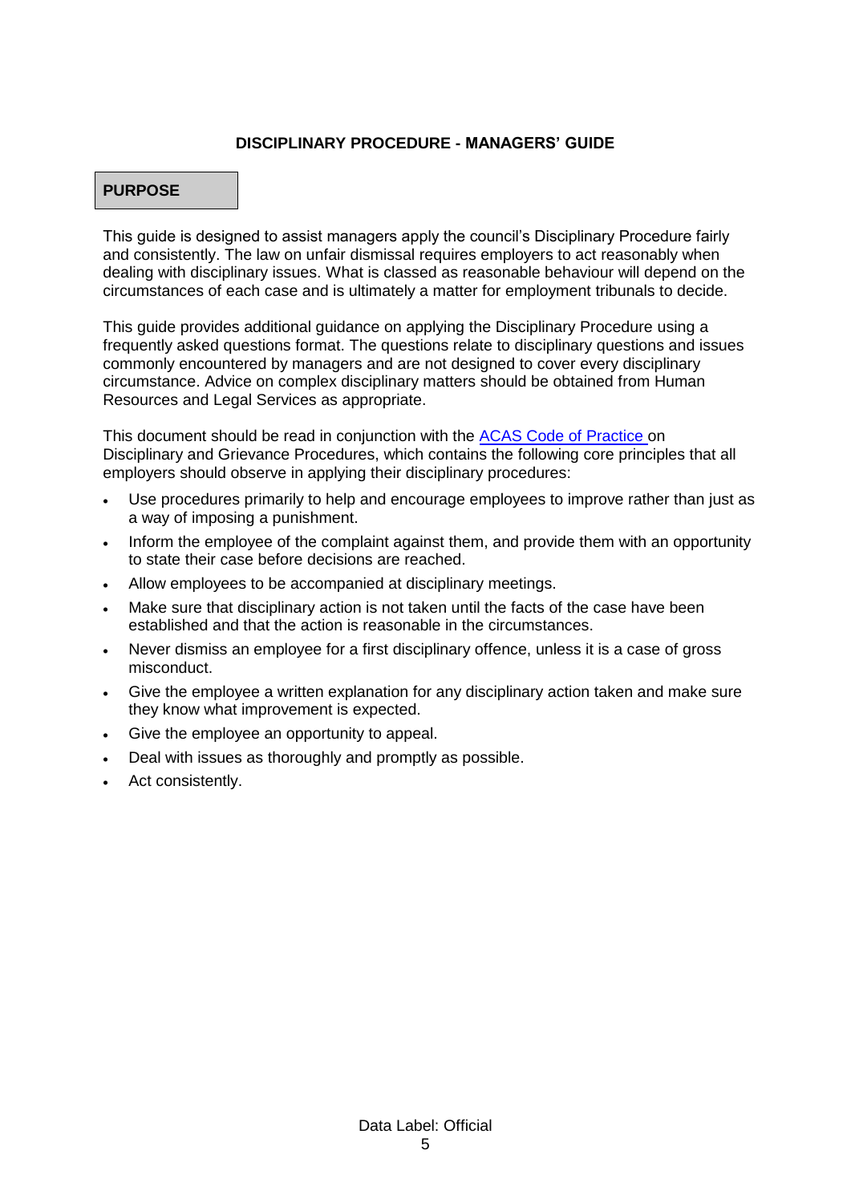# DISCIPLINARY PROCEDURE - MANAGERS' GUIDE

## PURPOSE

This guide is designed to assist managers apply the council's Disciplinary Procedure fairly and consistently. The law on unfair dismissal requires employers to act reasonably when dealing with disciplinary issues. What is classed as reasonable behaviour will depend on the circumstances of each case and is ultimately a matter for employment tribunals to decide.

This guide provides additional guidance on applying the Disciplinary Procedure using a frequently asked questions format. The questions relate to disciplinary questions and issues commonly encountered by managers and are not designed to cover every disciplinary circumstance. Advice on complex disciplinary matters should be obtained from Human Resources and Legal Services as appropriate.

This document should be read in conjunction with the ACAS Code of Practice on Disciplinary and Grievance Procedures, which contains the following core principles that all employers should observe in applying their disciplinary procedures:

- Use procedures primarily to help and encourage employees to improve rather than just as a way of imposing a punishment.
- Inform the employee of the complaint against them, and provide them with an opportunity to state their case before decisions are reached.
- Allow employees to be accompanied at disciplinary meetings.
- Make sure that disciplinary action is not taken until the facts of the case have been established and that the action is reasonable in the circumstances.
- Never dismiss an employee for a first disciplinary offence, unless it is a case of gross misconduct.
- Give the employee a written explanation for any disciplinary action taken and make sure they know what improvement is expected.
- Give the employee an opportunity to appeal.
- Deal with issues as thoroughly and promptly as possible.
- Act consistently.

Data Label: Official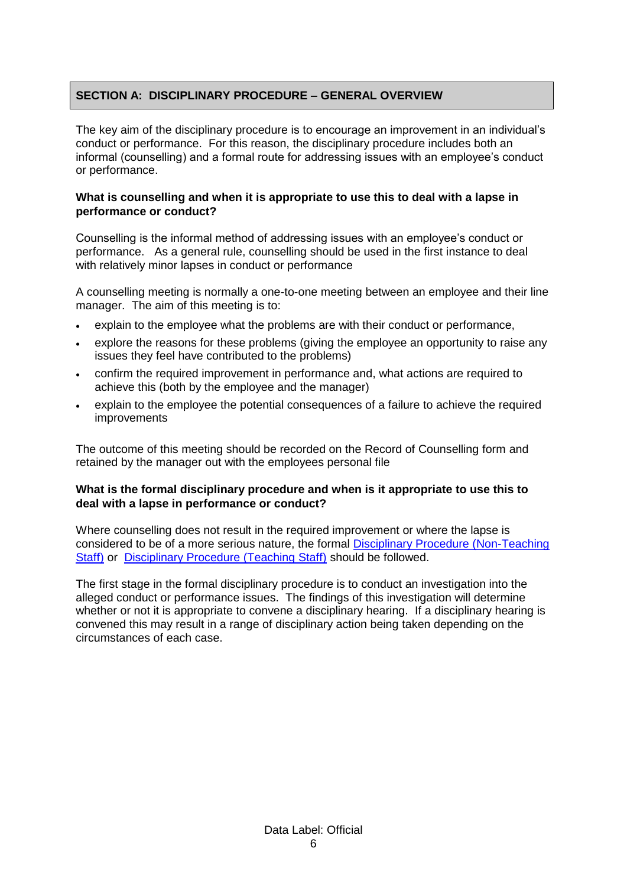## SECTION A: DISCIPLINARY PROCEDURE – GENERAL OVERVIEW

The key aim of the disciplinary procedure is to encourage an improvement in an individual's conduct or performance. For this reason, the disciplinary procedure includes both an informal (counselling) and a formal route for addressing issues with an employee's conduct or performance.

**What is counselling and when it is appropriate to use this to deal with a lapse in performance or conduct?**

Counselling is the informal method of addressing issues with an employee's conduct or performance. As a general rule, counselling should be used in the first instance to deal with relatively minor lapses in conduct or performance

A counselling meeting is normally a one-to-one meeting between an employee and their line manager. The aim of this meeting is to:

- explain to the employee what the problems are with their conduct or performance,
- explore the reasons for these problems (giving the employee an opportunity to raise any issues they feel have contributed to the problems)
- confirm the required improvement in performance and, what actions are required to achieve this (both by the employee and the manager)
- explain to the employee the potential consequences of a failure to achieve the required improvements

The outcome of this meeting should be recorded on the Record of Counselling form and retained by the manager out with the employees personal file

**What is the formal disciplinary procedure and when is it appropriate to use this to deal with a lapse in performance or conduct?**

Where counselling does not result in the required improvement or where the lapse is considered to be of a more serious nature, the formal Disciplinary Procedure (Non-Teaching Staff) or Disciplinary Procedure (Teaching Staff) should be followed.

The first stage in the formal disciplinary procedure is to conduct an investigation into the alleged conduct or performance issues. The findings of this investigation will determine whether or not it is appropriate to convene a disciplinary hearing. If a disciplinary hearing is convened this may result in a range of disciplinary action being taken depending on the circumstances of each case.

Data Label: Official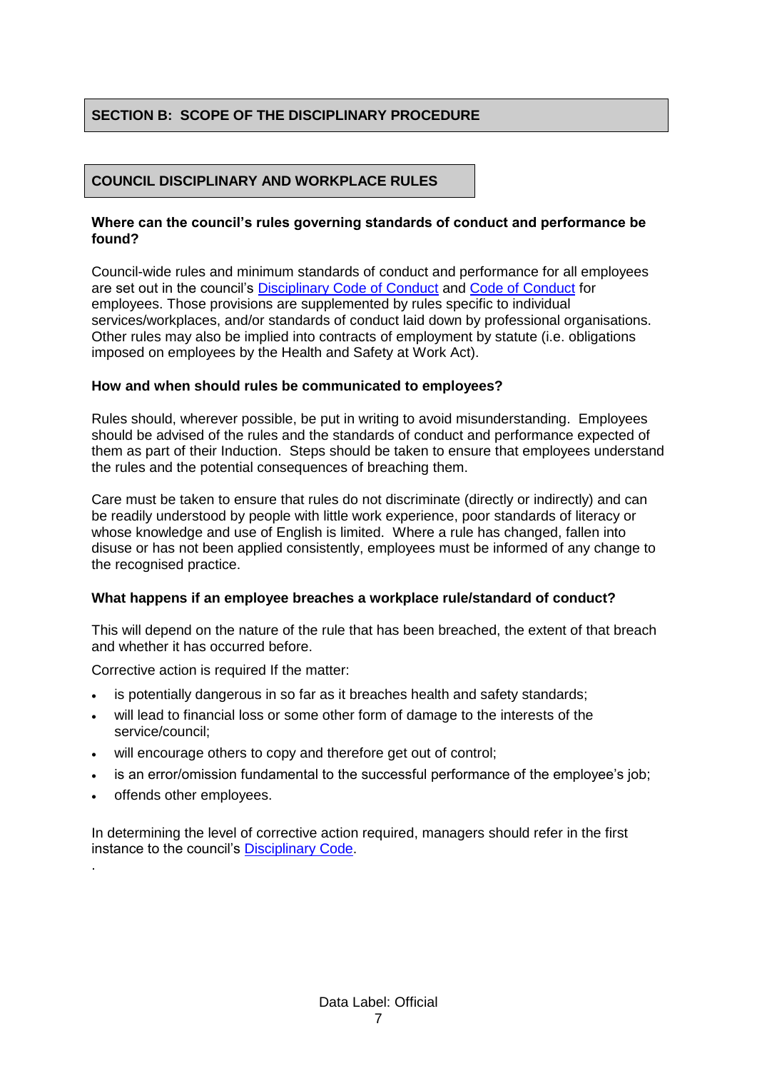## SECTION B: SCOPE OF THE DISCIPLINARY PROCEDURE

### COUNCIL DISCIPLINARY AND WORKPLACE RULES

**Where can the council's rules governing standards of conduct and performance be found?**

Council-wide rules and minimum standards of conduct and performance for all employees are set out in the council's Disciplinary Code of Conduct and Code of Conduct for employees. Those provisions are supplemented by rules specific to individual services/workplaces, and/or standards of conduct laid down by professional organisations. Other rules may also be implied into contracts of employment by statute (i.e. obligations imposed on employees by the Health and Safety at Work Act).

**How and when should rules be communicated to employees?**

Rules should, wherever possible, be put in writing to avoid misunderstanding. Employees should be advised of the rules and the standards of conduct and performance expected of them as part of their Induction. Steps should be taken to ensure that employees understand the rules and the potential consequences of breaching them.

Care must be taken to ensure that rules do not discriminate (directly or indirectly) and can be readily understood by people with little work experience, poor standards of literacy or whose knowledge and use of English is limited. Where a rule has changed, fallen into disuse or has not been applied consistently, employees must be informed of any change to the recognised practice.

**What happens if an employee breaches a workplace rule/standard of conduct?**

This will depend on the nature of the rule that has been breached, the extent of that breach and whether it has occurred before.

Corrective action is required If the matter:

- is potentially dangerous in so far as it breaches health and safety standards;
- will lead to financial loss or some other form of damage to the interests of the service/council;
- will encourage others to copy and therefore get out of control;
- is an error/omission fundamental to the successful performance of the employee's job;
- offends other employees.

In determining the level of corrective action required, managers should refer in the first instance to the council's Disciplinary Code.

Data Label: Official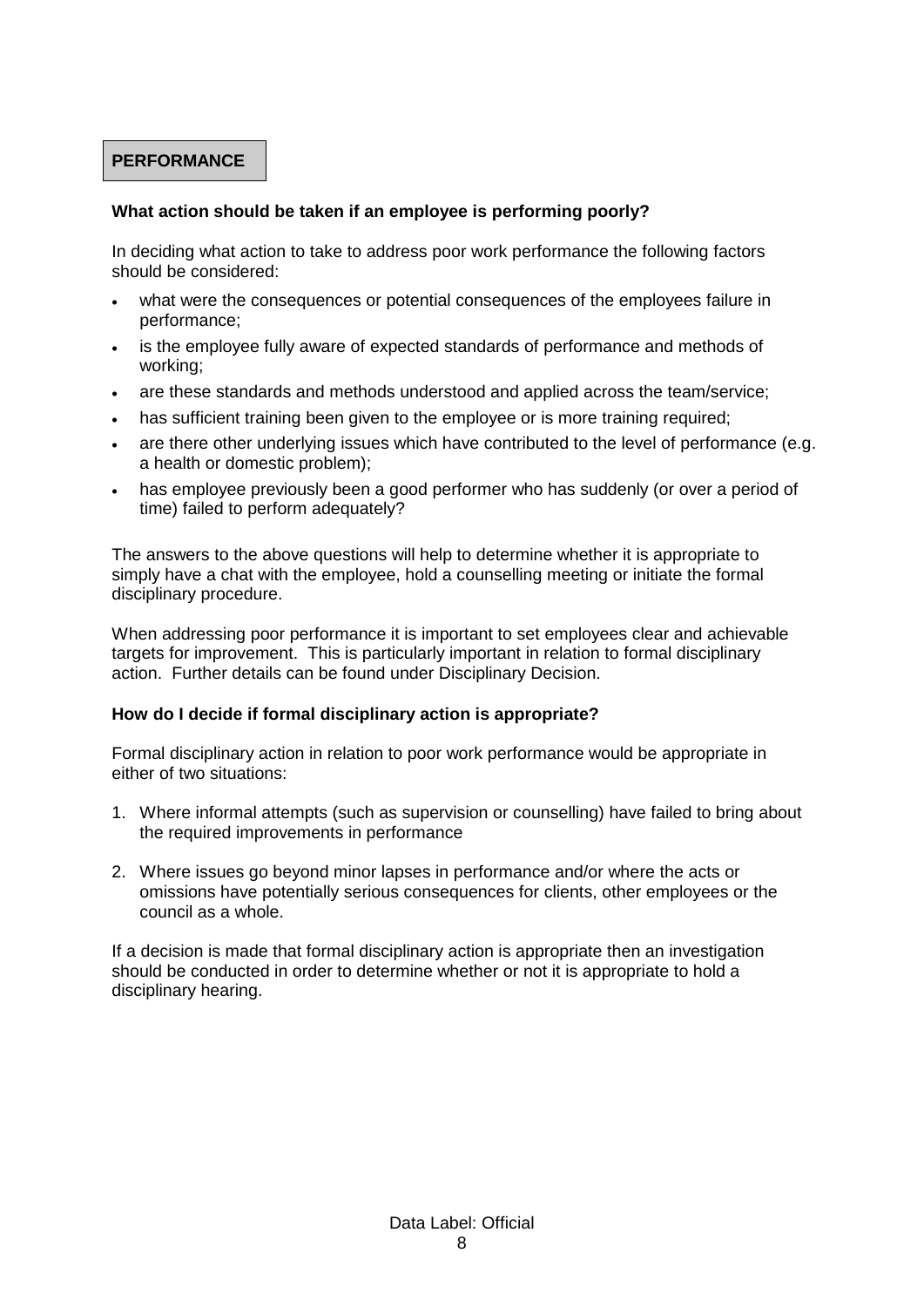## PERFORMANCE

**What action should be taken if an employee is performing poorly?**

In deciding what action to take to address poor work performance the following factors should be considered:

- what were the consequences or potential consequences of the employees failure in performance;
- is the employee fully aware of expected standards of performance and methods of working;
- are these standards and methods understood and applied across the team/service;
- has sufficient training been given to the employee or is more training required;
- are there other underlying issues which have contributed to the level of performance (e.g. a health or domestic problem);
- has employee previously been a good performer who has suddenly (or over a period of time) failed to perform adequately?

The answers to the above questions will help to determine whether it is appropriate to simply have a chat with the employee, hold a counselling meeting or initiate the formal disciplinary procedure.

When addressing poor performance it is important to set employees clear and achievable targets for improvement. This is particularly important in relation to formal disciplinary action. Further details can be found under Disciplinary Decision.

**How do I decide if formal disciplinary action is appropriate?**

Formal disciplinary action in relation to poor work performance would be appropriate in either of two situations:

1. Where informal attempts (such as supervision or counselling) have failed to bring about the required improvements in performance
2. Where issues go beyond minor lapses in performance and/or where the acts or omissions have potentially serious consequences for clients, other employees or the council as a whole.

If a decision is made that formal disciplinary action is appropriate then an investigation should be conducted in order to determine whether or not it is appropriate to hold a disciplinary hearing.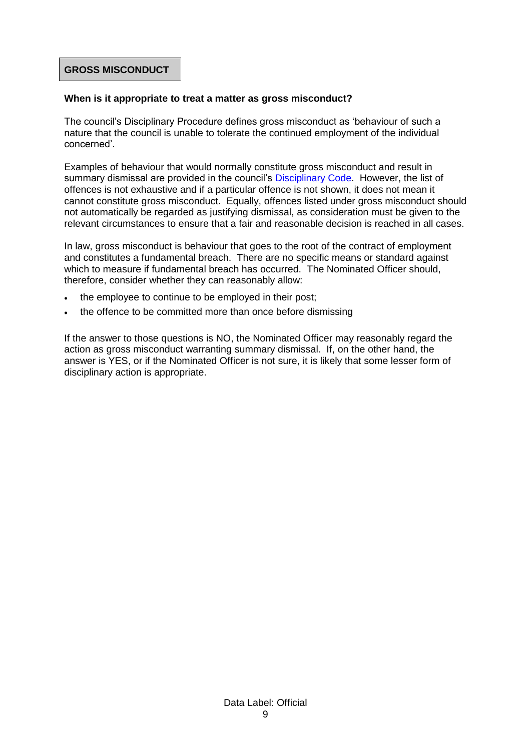## GROSS MISCONDUCT

**When is it appropriate to treat a matter as gross misconduct?**

The council's Disciplinary Procedure defines gross misconduct as 'behaviour of such a nature that the council is unable to tolerate the continued employment of the individual concerned'.

Examples of behaviour that would normally constitute gross misconduct and result in summary dismissal are provided in the council's Disciplinary Code. However, the list of offences is not exhaustive and if a particular offence is not shown, it does not mean it cannot constitute gross misconduct. Equally, offences listed under gross misconduct should not automatically be regarded as justifying dismissal, as consideration must be given to the relevant circumstances to ensure that a fair and reasonable decision is reached in all cases.

In law, gross misconduct is behaviour that goes to the root of the contract of employment and constitutes a fundamental breach. There are no specific means or standard against which to measure if fundamental breach has occurred. The Nominated Officer should, therefore, consider whether they can reasonably allow:

- the employee to continue to be employed in their post;
- the offence to be committed more than once before dismissing

If the answer to those questions is NO, the Nominated Officer may reasonably regard the action as gross misconduct warranting summary dismissal. If, on the other hand, the answer is YES, or if the Nominated Officer is not sure, it is likely that some lesser form of disciplinary action is appropriate.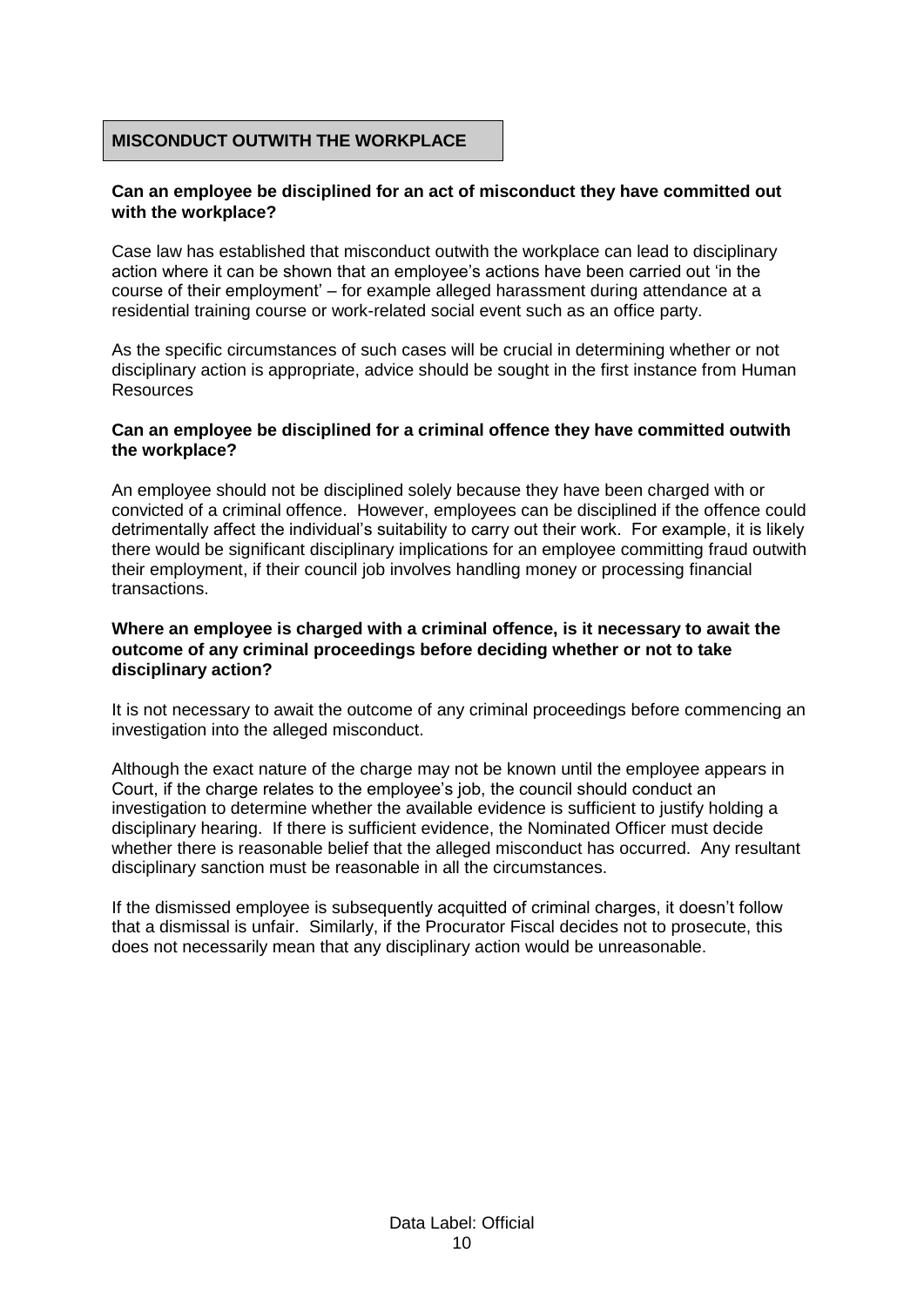## MISCONDUCT OUTWITH THE WORKPLACE

**Can an employee be disciplined for an act of misconduct they have committed out with the workplace?**

Case law has established that misconduct outwith the workplace can lead to disciplinary action where it can be shown that an employee's actions have been carried out 'in the course of their employment' – for example alleged harassment during attendance at a residential training course or work-related social event such as an office party.

As the specific circumstances of such cases will be crucial in determining whether or not disciplinary action is appropriate, advice should be sought in the first instance from Human Resources

**Can an employee be disciplined for a criminal offence they have committed outwith the workplace?**

An employee should not be disciplined solely because they have been charged with or convicted of a criminal offence. However, employees can be disciplined if the offence could detrimentally affect the individual's suitability to carry out their work. For example, it is likely there would be significant disciplinary implications for an employee committing fraud outwith their employment, if their council job involves handling money or processing financial transactions.

**Where an employee is charged with a criminal offence, is it necessary to await the outcome of any criminal proceedings before deciding whether or not to take disciplinary action?**

It is not necessary to await the outcome of any criminal proceedings before commencing an investigation into the alleged misconduct.

Although the exact nature of the charge may not be known until the employee appears in Court, if the charge relates to the employee's job, the council should conduct an investigation to determine whether the available evidence is sufficient to justify holding a disciplinary hearing. If there is sufficient evidence, the Nominated Officer must decide whether there is reasonable belief that the alleged misconduct has occurred. Any resultant disciplinary sanction must be reasonable in all the circumstances.

If the dismissed employee is subsequently acquitted of criminal charges, it doesn't follow that a dismissal is unfair. Similarly, if the Procurator Fiscal decides not to prosecute, this does not necessarily mean that any disciplinary action would be unreasonable.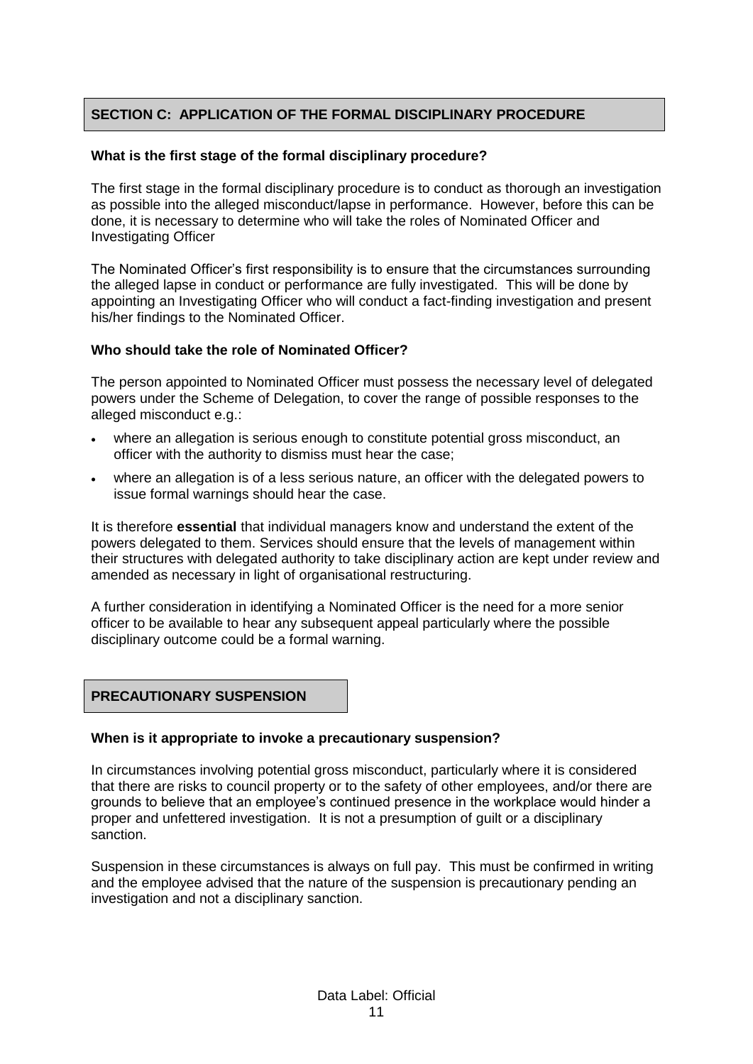## SECTION C: APPLICATION OF THE FORMAL DISCIPLINARY PROCEDURE

### What is the first stage of the formal disciplinary procedure?

The first stage in the formal disciplinary procedure is to conduct as thorough an investigation as possible into the alleged misconduct/lapse in performance. However, before this can be done, it is necessary to determine who will take the roles of Nominated Officer and Investigating Officer

The Nominated Officer's first responsibility is to ensure that the circumstances surrounding the alleged lapse in conduct or performance are fully investigated. This will be done by appointing an Investigating Officer who will conduct a fact-finding investigation and present his/her findings to the Nominated Officer.

### Who should take the role of Nominated Officer?

The person appointed to Nominated Officer must possess the necessary level of delegated powers under the Scheme of Delegation, to cover the range of possible responses to the alleged misconduct e.g.:

- where an allegation is serious enough to constitute potential gross misconduct, an officer with the authority to dismiss must hear the case;
- where an allegation is of a less serious nature, an officer with the delegated powers to issue formal warnings should hear the case.

It is therefore **essential** that individual managers know and understand the extent of the powers delegated to them. Services should ensure that the levels of management within their structures with delegated authority to take disciplinary action are kept under review and amended as necessary in light of organisational restructuring.

A further consideration in identifying a Nominated Officer is the need for a more senior officer to be available to hear any subsequent appeal particularly where the possible disciplinary outcome could be a formal warning.

## PRECAUTIONARY SUSPENSION

### When is it appropriate to invoke a precautionary suspension?

In circumstances involving potential gross misconduct, particularly where it is considered that there are risks to council property or to the safety of other employees, and/or there are grounds to believe that an employee's continued presence in the workplace would hinder a proper and unfettered investigation. It is not a presumption of guilt or a disciplinary sanction.

Suspension in these circumstances is always on full pay. This must be confirmed in writing and the employee advised that the nature of the suspension is precautionary pending an investigation and not a disciplinary sanction.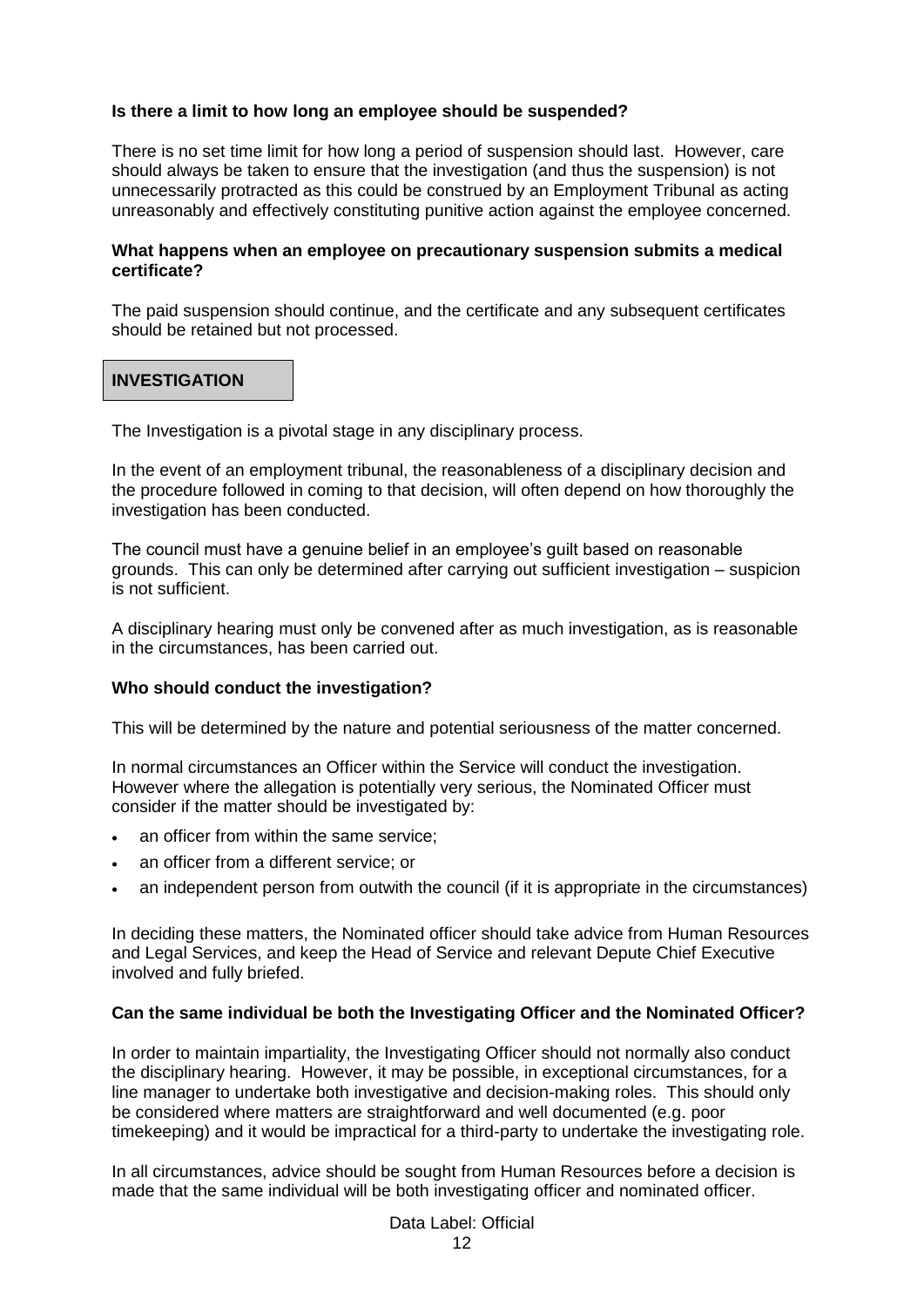**Is there a limit to how long an employee should be suspended?**

There is no set time limit for how long a period of suspension should last. However, care should always be taken to ensure that the investigation (and thus the suspension) is not unnecessarily protracted as this could be construed by an Employment Tribunal as acting unreasonably and effectively constituting punitive action against the employee concerned.

**What happens when an employee on precautionary suspension submits a medical certificate?**

The paid suspension should continue, and the certificate and any subsequent certificates should be retained but not processed.

## INVESTIGATION

The Investigation is a pivotal stage in any disciplinary process.

In the event of an employment tribunal, the reasonableness of a disciplinary decision and the procedure followed in coming to that decision, will often depend on how thoroughly the investigation has been conducted.

The council must have a genuine belief in an employee's guilt based on reasonable grounds. This can only be determined after carrying out sufficient investigation – suspicion is not sufficient.

A disciplinary hearing must only be convened after as much investigation, as is reasonable in the circumstances, has been carried out.

**Who should conduct the investigation?**

This will be determined by the nature and potential seriousness of the matter concerned.

In normal circumstances an Officer within the Service will conduct the investigation. However where the allegation is potentially very serious, the Nominated Officer must consider if the matter should be investigated by:

- an officer from within the same service;
- an officer from a different service; or
- an independent person from outwith the council (if it is appropriate in the circumstances)

In deciding these matters, the Nominated officer should take advice from Human Resources and Legal Services, and keep the Head of Service and relevant Depute Chief Executive involved and fully briefed.

**Can the same individual be both the Investigating Officer and the Nominated Officer?**

In order to maintain impartiality, the Investigating Officer should not normally also conduct the disciplinary hearing. However, it may be possible, in exceptional circumstances, for a line manager to undertake both investigative and decision-making roles. This should only be considered where matters are straightforward and well documented (e.g. poor timekeeping) and it would be impractical for a third-party to undertake the investigating role.

In all circumstances, advice should be sought from Human Resources before a decision is made that the same individual will be both investigating officer and nominated officer.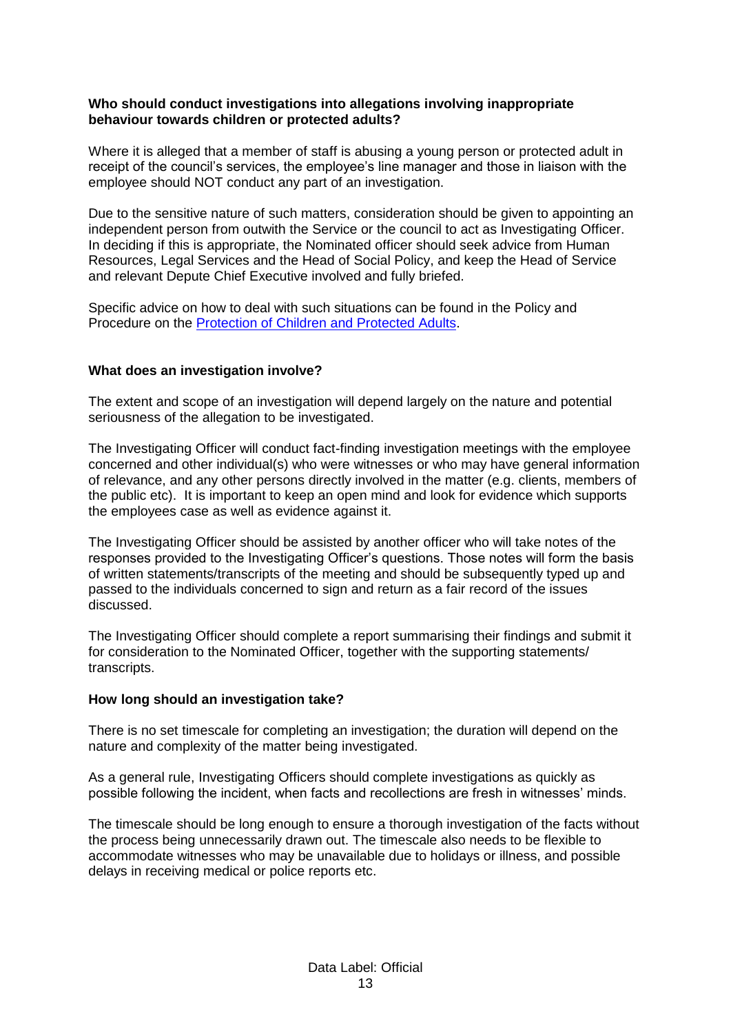**Who should conduct investigations into allegations involving inappropriate behaviour towards children or protected adults?**

Where it is alleged that a member of staff is abusing a young person or protected adult in receipt of the council's services, the employee's line manager and those in liaison with the employee should NOT conduct any part of an investigation.

Due to the sensitive nature of such matters, consideration should be given to appointing an independent person from outwith the Service or the council to act as Investigating Officer. In deciding if this is appropriate, the Nominated officer should seek advice from Human Resources, Legal Services and the Head of Social Policy, and keep the Head of Service and relevant Depute Chief Executive involved and fully briefed.

Specific advice on how to deal with such situations can be found in the Policy and Procedure on the Protection of Children and Protected Adults.

**What does an investigation involve?**

The extent and scope of an investigation will depend largely on the nature and potential seriousness of the allegation to be investigated.

The Investigating Officer will conduct fact-finding investigation meetings with the employee concerned and other individual(s) who were witnesses or who may have general information of relevance, and any other persons directly involved in the matter (e.g. clients, members of the public etc). It is important to keep an open mind and look for evidence which supports the employees case as well as evidence against it.

The Investigating Officer should be assisted by another officer who will take notes of the responses provided to the Investigating Officer's questions. Those notes will form the basis of written statements/transcripts of the meeting and should be subsequently typed up and passed to the individuals concerned to sign and return as a fair record of the issues discussed.

The Investigating Officer should complete a report summarising their findings and submit it for consideration to the Nominated Officer, together with the supporting statements/ transcripts.

**How long should an investigation take?**

There is no set timescale for completing an investigation; the duration will depend on the nature and complexity of the matter being investigated.

As a general rule, Investigating Officers should complete investigations as quickly as possible following the incident, when facts and recollections are fresh in witnesses' minds.

The timescale should be long enough to ensure a thorough investigation of the facts without the process being unnecessarily drawn out. The timescale also needs to be flexible to accommodate witnesses who may be unavailable due to holidays or illness, and possible delays in receiving medical or police reports etc.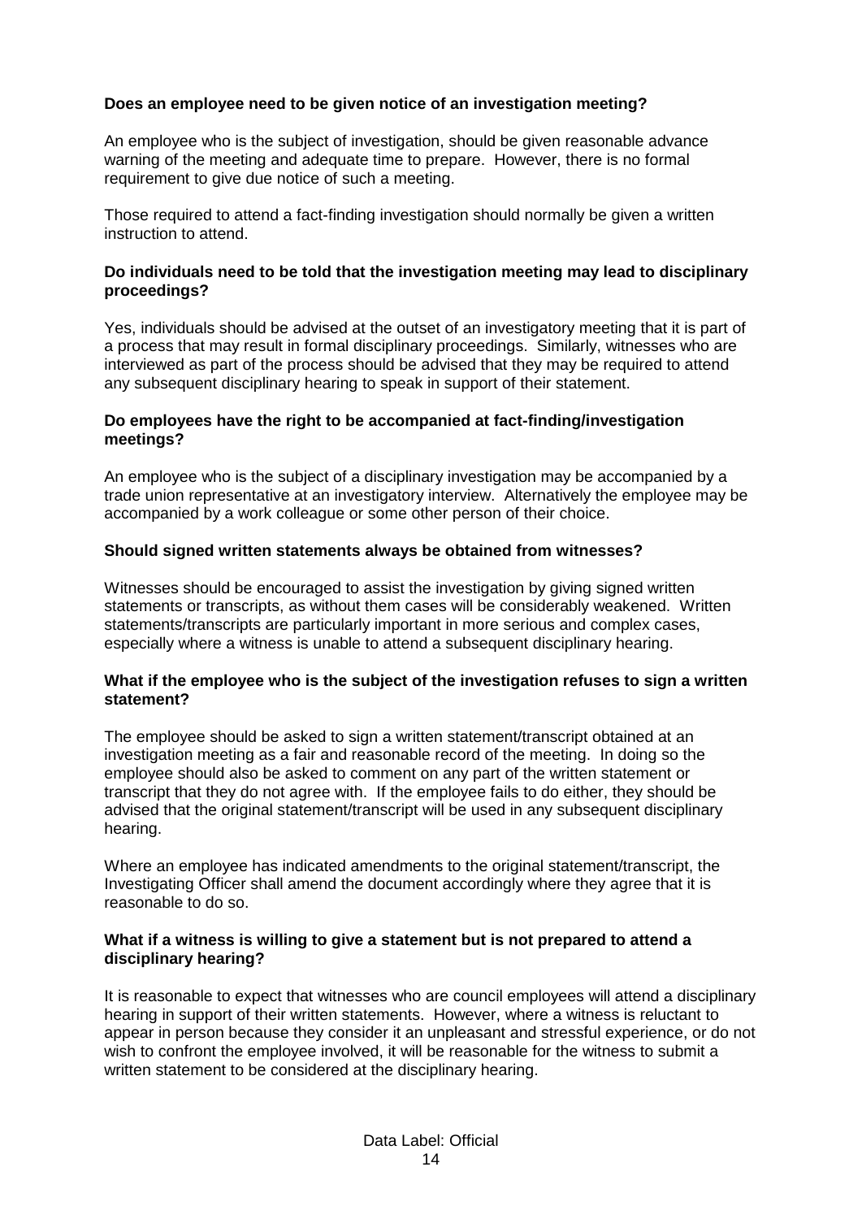**Does an employee need to be given notice of an investigation meeting?**

An employee who is the subject of investigation, should be given reasonable advance warning of the meeting and adequate time to prepare. However, there is no formal requirement to give due notice of such a meeting.

Those required to attend a fact-finding investigation should normally be given a written instruction to attend.

**Do individuals need to be told that the investigation meeting may lead to disciplinary proceedings?**

Yes, individuals should be advised at the outset of an investigatory meeting that it is part of a process that may result in formal disciplinary proceedings. Similarly, witnesses who are interviewed as part of the process should be advised that they may be required to attend any subsequent disciplinary hearing to speak in support of their statement.

**Do employees have the right to be accompanied at fact-finding/investigation meetings?**

An employee who is the subject of a disciplinary investigation may be accompanied by a trade union representative at an investigatory interview. Alternatively the employee may be accompanied by a work colleague or some other person of their choice.

**Should signed written statements always be obtained from witnesses?**

Witnesses should be encouraged to assist the investigation by giving signed written statements or transcripts, as without them cases will be considerably weakened. Written statements/transcripts are particularly important in more serious and complex cases, especially where a witness is unable to attend a subsequent disciplinary hearing.

**What if the employee who is the subject of the investigation refuses to sign a written statement?**

The employee should be asked to sign a written statement/transcript obtained at an investigation meeting as a fair and reasonable record of the meeting. In doing so the employee should also be asked to comment on any part of the written statement or transcript that they do not agree with. If the employee fails to do either, they should be advised that the original statement/transcript will be used in any subsequent disciplinary hearing.

Where an employee has indicated amendments to the original statement/transcript, the Investigating Officer shall amend the document accordingly where they agree that it is reasonable to do so.

**What if a witness is willing to give a statement but is not prepared to attend a disciplinary hearing?**

It is reasonable to expect that witnesses who are council employees will attend a disciplinary hearing in support of their written statements. However, where a witness is reluctant to appear in person because they consider it an unpleasant and stressful experience, or do not wish to confront the employee involved, it will be reasonable for the witness to submit a written statement to be considered at the disciplinary hearing.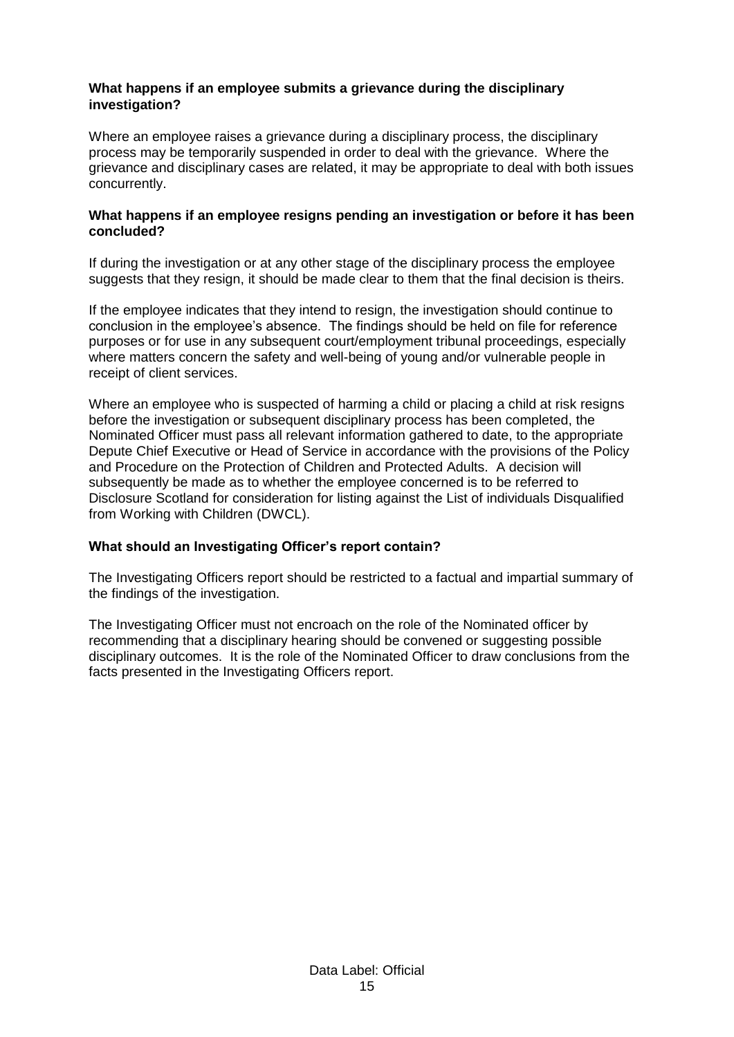**What happens if an employee submits a grievance during the disciplinary investigation?**

Where an employee raises a grievance during a disciplinary process, the disciplinary process may be temporarily suspended in order to deal with the grievance. Where the grievance and disciplinary cases are related, it may be appropriate to deal with both issues concurrently.

**What happens if an employee resigns pending an investigation or before it has been concluded?**

If during the investigation or at any other stage of the disciplinary process the employee suggests that they resign, it should be made clear to them that the final decision is theirs.

If the employee indicates that they intend to resign, the investigation should continue to conclusion in the employee's absence. The findings should be held on file for reference purposes or for use in any subsequent court/employment tribunal proceedings, especially where matters concern the safety and well-being of young and/or vulnerable people in receipt of client services.

Where an employee who is suspected of harming a child or placing a child at risk resigns before the investigation or subsequent disciplinary process has been completed, the Nominated Officer must pass all relevant information gathered to date, to the appropriate Depute Chief Executive or Head of Service in accordance with the provisions of the Policy and Procedure on the Protection of Children and Protected Adults. A decision will subsequently be made as to whether the employee concerned is to be referred to Disclosure Scotland for consideration for listing against the List of individuals Disqualified from Working with Children (DWCL).

**What should an Investigating Officer's report contain?**

The Investigating Officers report should be restricted to a factual and impartial summary of the findings of the investigation.

The Investigating Officer must not encroach on the role of the Nominated officer by recommending that a disciplinary hearing should be convened or suggesting possible disciplinary outcomes. It is the role of the Nominated Officer to draw conclusions from the facts presented in the Investigating Officers report.

Data Label: Official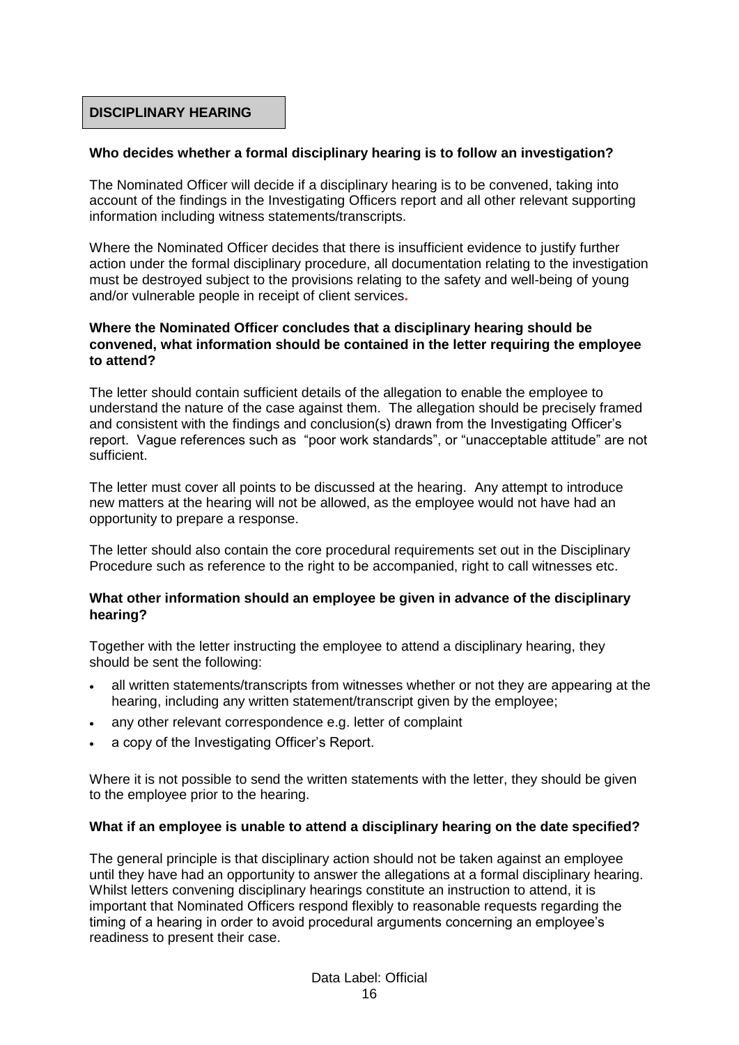## DISCIPLINARY HEARING

**Who decides whether a formal disciplinary hearing is to follow an investigation?**

The Nominated Officer will decide if a disciplinary hearing is to be convened, taking into account of the findings in the Investigating Officers report and all other relevant supporting information including witness statements/transcripts.

Where the Nominated Officer decides that there is insufficient evidence to justify further action under the formal disciplinary procedure, all documentation relating to the investigation must be destroyed subject to the provisions relating to the safety and well-being of young and/or vulnerable people in receipt of client services.

**Where the Nominated Officer concludes that a disciplinary hearing should be convened, what information should be contained in the letter requiring the employee to attend?**

The letter should contain sufficient details of the allegation to enable the employee to understand the nature of the case against them. The allegation should be precisely framed and consistent with the findings and conclusion(s) drawn from the Investigating Officer's report. Vague references such as "poor work standards", or "unacceptable attitude" are not sufficient.

The letter must cover all points to be discussed at the hearing. Any attempt to introduce new matters at the hearing will not be allowed, as the employee would not have had an opportunity to prepare a response.

The letter should also contain the core procedural requirements set out in the Disciplinary Procedure such as reference to the right to be accompanied, right to call witnesses etc.

**What other information should an employee be given in advance of the disciplinary hearing?**

Together with the letter instructing the employee to attend a disciplinary hearing, they should be sent the following:

- all written statements/transcripts from witnesses whether or not they are appearing at the hearing, including any written statement/transcript given by the employee;
- any other relevant correspondence e.g. letter of complaint
- a copy of the Investigating Officer's Report.

Where it is not possible to send the written statements with the letter, they should be given to the employee prior to the hearing.

**What if an employee is unable to attend a disciplinary hearing on the date specified?**

The general principle is that disciplinary action should not be taken against an employee until they have had an opportunity to answer the allegations at a formal disciplinary hearing. Whilst letters convening disciplinary hearings constitute an instruction to attend, it is important that Nominated Officers respond flexibly to reasonable requests regarding the timing of a hearing in order to avoid procedural arguments concerning an employee's readiness to present their case.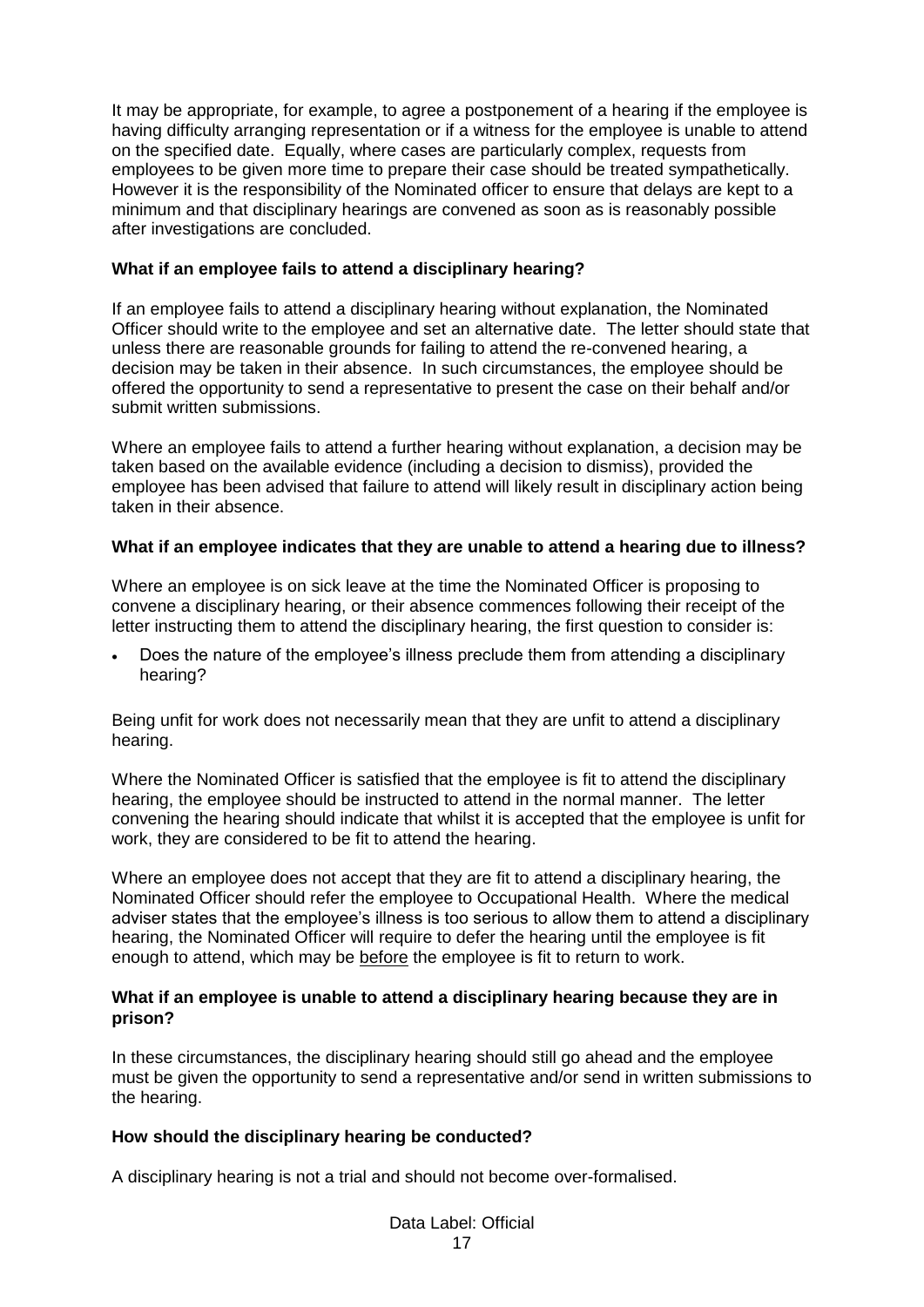It may be appropriate, for example, to agree a postponement of a hearing if the employee is having difficulty arranging representation or if a witness for the employee is unable to attend on the specified date. Equally, where cases are particularly complex, requests from employees to be given more time to prepare their case should be treated sympathetically. However it is the responsibility of the Nominated officer to ensure that delays are kept to a minimum and that disciplinary hearings are convened as soon as is reasonably possible after investigations are concluded.

**What if an employee fails to attend a disciplinary hearing?**

If an employee fails to attend a disciplinary hearing without explanation, the Nominated Officer should write to the employee and set an alternative date. The letter should state that unless there are reasonable grounds for failing to attend the re-convened hearing, a decision may be taken in their absence. In such circumstances, the employee should be offered the opportunity to send a representative to present the case on their behalf and/or submit written submissions.

Where an employee fails to attend a further hearing without explanation, a decision may be taken based on the available evidence (including a decision to dismiss), provided the employee has been advised that failure to attend will likely result in disciplinary action being taken in their absence.

**What if an employee indicates that they are unable to attend a hearing due to illness?**

Where an employee is on sick leave at the time the Nominated Officer is proposing to convene a disciplinary hearing, or their absence commences following their receipt of the letter instructing them to attend the disciplinary hearing, the first question to consider is:

- Does the nature of the employee's illness preclude them from attending a disciplinary hearing?

Being unfit for work does not necessarily mean that they are unfit to attend a disciplinary hearing.

Where the Nominated Officer is satisfied that the employee is fit to attend the disciplinary hearing, the employee should be instructed to attend in the normal manner. The letter convening the hearing should indicate that whilst it is accepted that the employee is unfit for work, they are considered to be fit to attend the hearing.

Where an employee does not accept that they are fit to attend a disciplinary hearing, the Nominated Officer should refer the employee to Occupational Health. Where the medical adviser states that the employee's illness is too serious to allow them to attend a disciplinary hearing, the Nominated Officer will require to defer the hearing until the employee is fit enough to attend, which may be <u>before</u> the employee is fit to return to work.

**What if an employee is unable to attend a disciplinary hearing because they are in prison?**

In these circumstances, the disciplinary hearing should still go ahead and the employee must be given the opportunity to send a representative and/or send in written submissions to the hearing.

**How should the disciplinary hearing be conducted?**

A disciplinary hearing is not a trial and should not become over-formalised.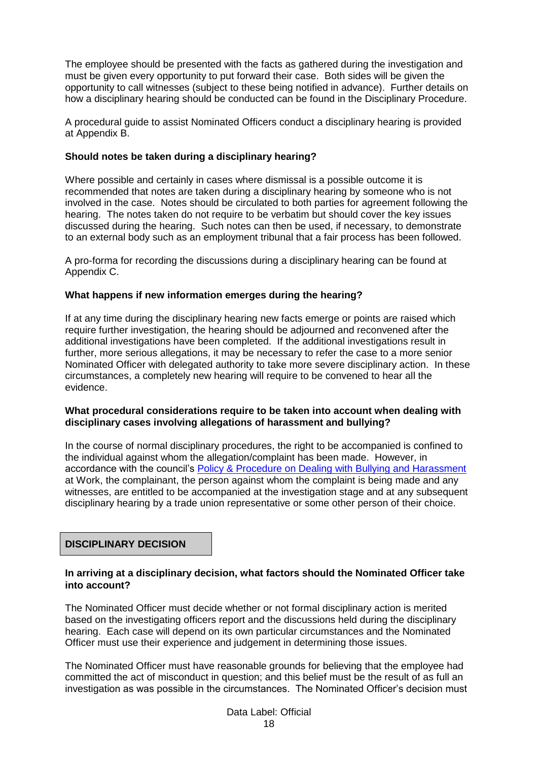The employee should be presented with the facts as gathered during the investigation and must be given every opportunity to put forward their case. Both sides will be given the opportunity to call witnesses (subject to these being notified in advance). Further details on how a disciplinary hearing should be conducted can be found in the Disciplinary Procedure.

A procedural guide to assist Nominated Officers conduct a disciplinary hearing is provided at Appendix B.

**Should notes be taken during a disciplinary hearing?**

Where possible and certainly in cases where dismissal is a possible outcome it is recommended that notes are taken during a disciplinary hearing by someone who is not involved in the case. Notes should be circulated to both parties for agreement following the hearing. The notes taken do not require to be verbatim but should cover the key issues discussed during the hearing. Such notes can then be used, if necessary, to demonstrate to an external body such as an employment tribunal that a fair process has been followed.

A pro-forma for recording the discussions during a disciplinary hearing can be found at Appendix C.

**What happens if new information emerges during the hearing?**

If at any time during the disciplinary hearing new facts emerge or points are raised which require further investigation, the hearing should be adjourned and reconvened after the additional investigations have been completed. If the additional investigations result in further, more serious allegations, it may be necessary to refer the case to a more senior Nominated Officer with delegated authority to take more severe disciplinary action. In these circumstances, a completely new hearing will require to be convened to hear all the evidence.

**What procedural considerations require to be taken into account when dealing with disciplinary cases involving allegations of harassment and bullying?**

In the course of normal disciplinary procedures, the right to be accompanied is confined to the individual against whom the allegation/complaint has been made. However, in accordance with the council's Policy & Procedure on Dealing with Bullying and Harassment at Work, the complainant, the person against whom the complaint is being made and any witnesses, are entitled to be accompanied at the investigation stage and at any subsequent disciplinary hearing by a trade union representative or some other person of their choice.

## DISCIPLINARY DECISION

**In arriving at a disciplinary decision, what factors should the Nominated Officer take into account?**

The Nominated Officer must decide whether or not formal disciplinary action is merited based on the investigating officers report and the discussions held during the disciplinary hearing. Each case will depend on its own particular circumstances and the Nominated Officer must use their experience and judgement in determining those issues.

The Nominated Officer must have reasonable grounds for believing that the employee had committed the act of misconduct in question; and this belief must be the result of as full an investigation as was possible in the circumstances. The Nominated Officer's decision must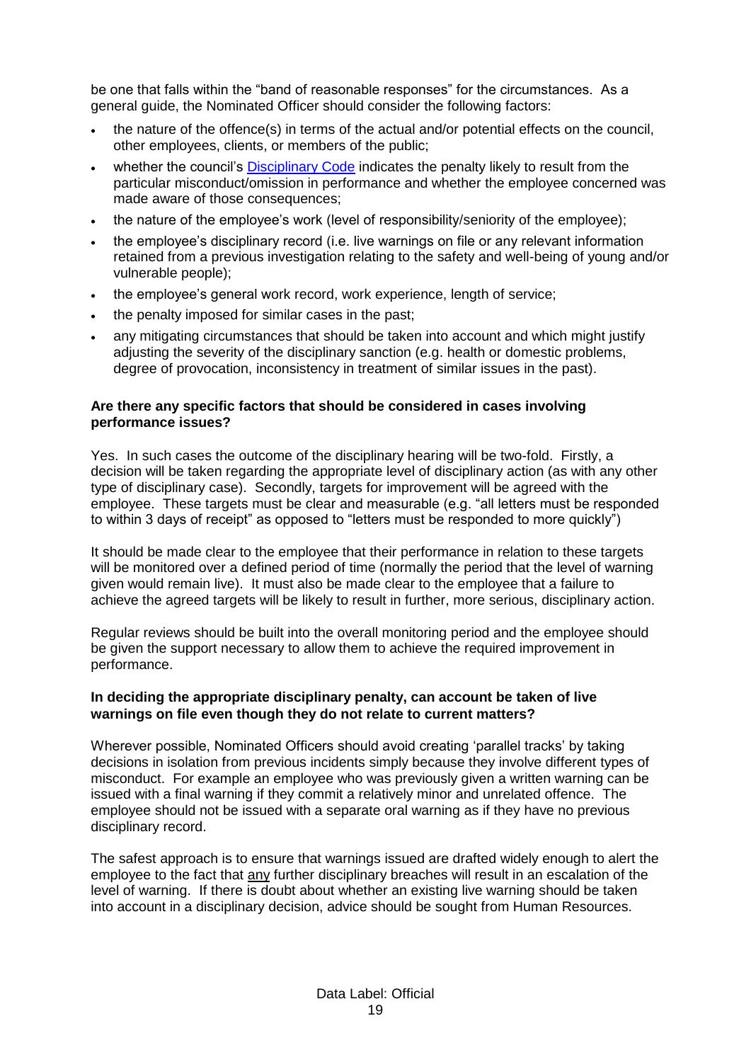be one that falls within the "band of reasonable responses" for the circumstances. As a general guide, the Nominated Officer should consider the following factors:

- the nature of the offence(s) in terms of the actual and/or potential effects on the council, other employees, clients, or members of the public;
- whether the council's Disciplinary Code indicates the penalty likely to result from the particular misconduct/omission in performance and whether the employee concerned was made aware of those consequences;
- the nature of the employee's work (level of responsibility/seniority of the employee);
- the employee's disciplinary record (i.e. live warnings on file or any relevant information retained from a previous investigation relating to the safety and well-being of young and/or vulnerable people);
- the employee's general work record, work experience, length of service;
- the penalty imposed for similar cases in the past;
- any mitigating circumstances that should be taken into account and which might justify adjusting the severity of the disciplinary sanction (e.g. health or domestic problems, degree of provocation, inconsistency in treatment of similar issues in the past).

**Are there any specific factors that should be considered in cases involving performance issues?**

Yes. In such cases the outcome of the disciplinary hearing will be two-fold. Firstly, a decision will be taken regarding the appropriate level of disciplinary action (as with any other type of disciplinary case). Secondly, targets for improvement will be agreed with the employee. These targets must be clear and measurable (e.g. "all letters must be responded to within 3 days of receipt" as opposed to "letters must be responded to more quickly")

It should be made clear to the employee that their performance in relation to these targets will be monitored over a defined period of time (normally the period that the level of warning given would remain live). It must also be made clear to the employee that a failure to achieve the agreed targets will be likely to result in further, more serious, disciplinary action.

Regular reviews should be built into the overall monitoring period and the employee should be given the support necessary to allow them to achieve the required improvement in performance.

**In deciding the appropriate disciplinary penalty, can account be taken of live warnings on file even though they do not relate to current matters?**

Wherever possible, Nominated Officers should avoid creating 'parallel tracks' by taking decisions in isolation from previous incidents simply because they involve different types of misconduct. For example an employee who was previously given a written warning can be issued with a final warning if they commit a relatively minor and unrelated offence. The employee should not be issued with a separate oral warning as if they have no previous disciplinary record.

The safest approach is to ensure that warnings issued are drafted widely enough to alert the employee to the fact that any further disciplinary breaches will result in an escalation of the level of warning. If there is doubt about whether an existing live warning should be taken into account in a disciplinary decision, advice should be sought from Human Resources.

Data Label: Official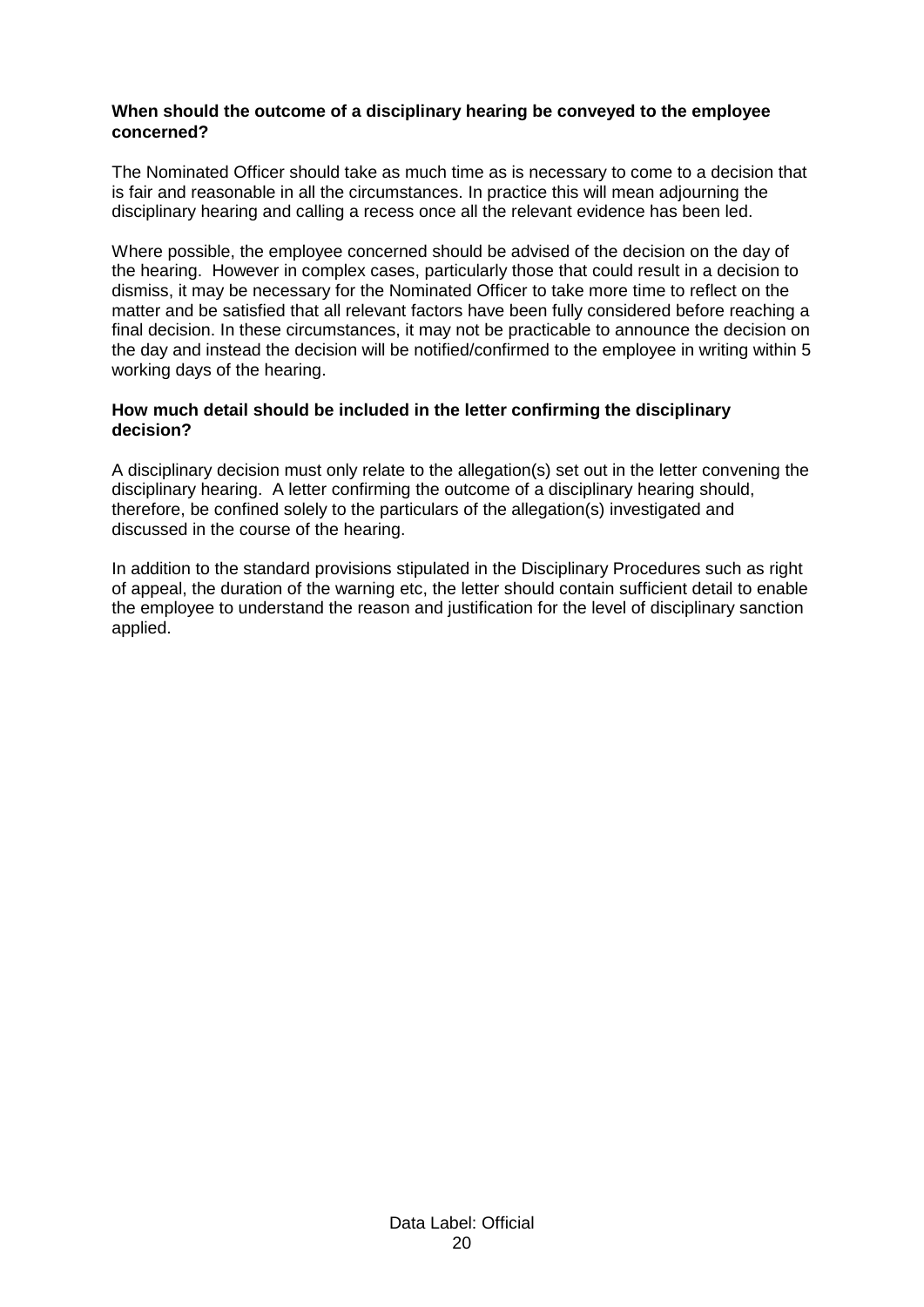**When should the outcome of a disciplinary hearing be conveyed to the employee concerned?**

The Nominated Officer should take as much time as is necessary to come to a decision that is fair and reasonable in all the circumstances. In practice this will mean adjourning the disciplinary hearing and calling a recess once all the relevant evidence has been led.

Where possible, the employee concerned should be advised of the decision on the day of the hearing. However in complex cases, particularly those that could result in a decision to dismiss, it may be necessary for the Nominated Officer to take more time to reflect on the matter and be satisfied that all relevant factors have been fully considered before reaching a final decision. In these circumstances, it may not be practicable to announce the decision on the day and instead the decision will be notified/confirmed to the employee in writing within 5 working days of the hearing.

**How much detail should be included in the letter confirming the disciplinary decision?**

A disciplinary decision must only relate to the allegation(s) set out in the letter convening the disciplinary hearing. A letter confirming the outcome of a disciplinary hearing should, therefore, be confined solely to the particulars of the allegation(s) investigated and discussed in the course of the hearing.

In addition to the standard provisions stipulated in the Disciplinary Procedures such as right of appeal, the duration of the warning etc, the letter should contain sufficient detail to enable the employee to understand the reason and justification for the level of disciplinary sanction applied.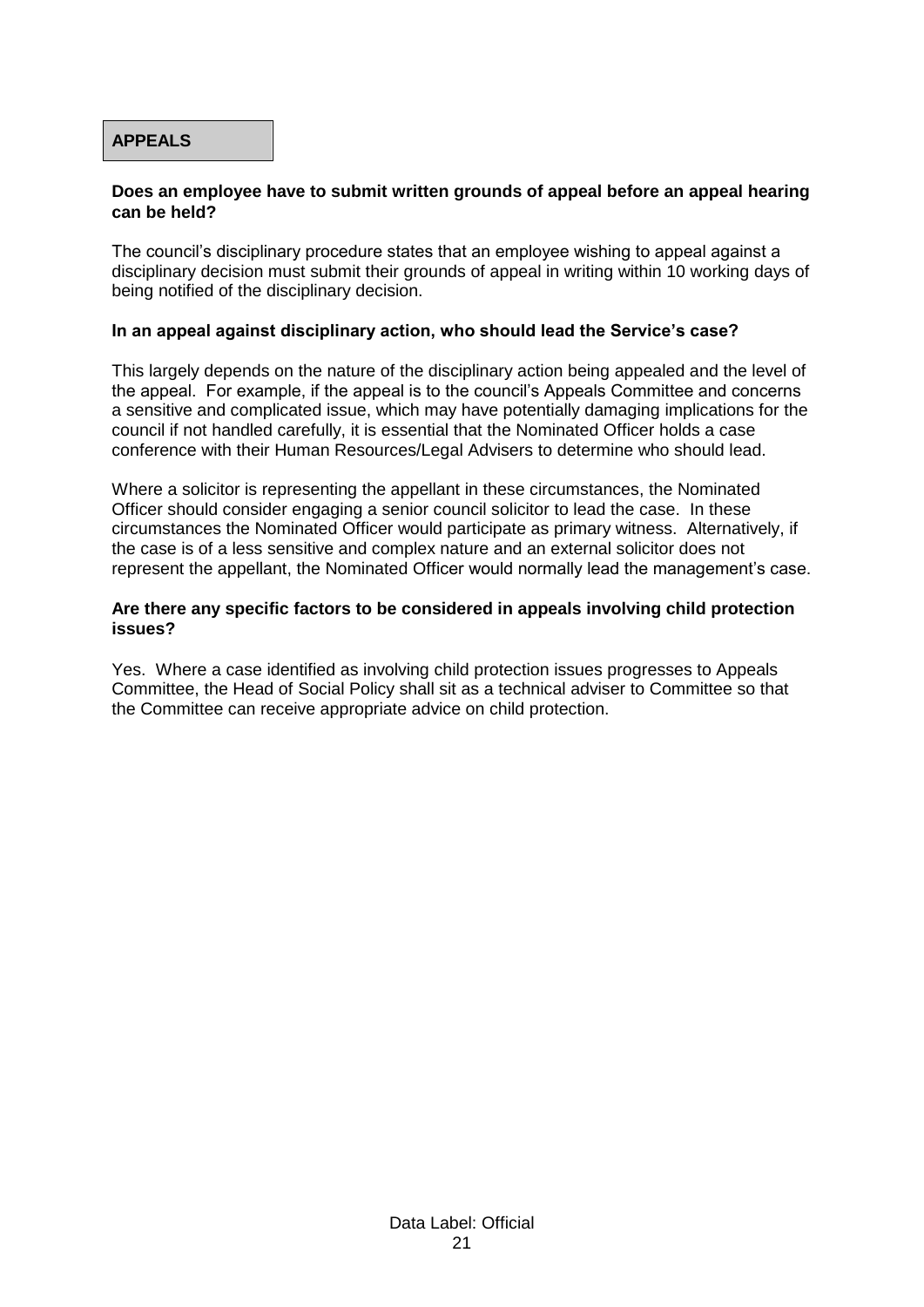## APPEALS

**Does an employee have to submit written grounds of appeal before an appeal hearing can be held?**

The council's disciplinary procedure states that an employee wishing to appeal against a disciplinary decision must submit their grounds of appeal in writing within 10 working days of being notified of the disciplinary decision.

**In an appeal against disciplinary action, who should lead the Service's case?**

This largely depends on the nature of the disciplinary action being appealed and the level of the appeal. For example, if the appeal is to the council's Appeals Committee and concerns a sensitive and complicated issue, which may have potentially damaging implications for the council if not handled carefully, it is essential that the Nominated Officer holds a case conference with their Human Resources/Legal Advisers to determine who should lead.

Where a solicitor is representing the appellant in these circumstances, the Nominated Officer should consider engaging a senior council solicitor to lead the case. In these circumstances the Nominated Officer would participate as primary witness. Alternatively, if the case is of a less sensitive and complex nature and an external solicitor does not represent the appellant, the Nominated Officer would normally lead the management's case.

**Are there any specific factors to be considered in appeals involving child protection issues?**

Yes. Where a case identified as involving child protection issues progresses to Appeals Committee, the Head of Social Policy shall sit as a technical adviser to Committee so that the Committee can receive appropriate advice on child protection.

Data Label: Official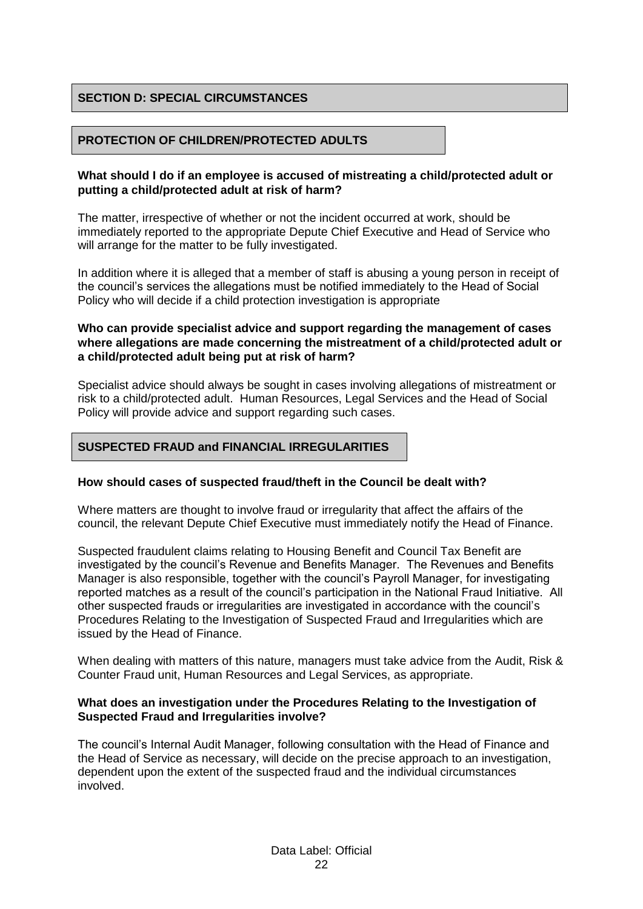## SECTION D: SPECIAL CIRCUMSTANCES

### PROTECTION OF CHILDREN/PROTECTED ADULTS

**What should I do if an employee is accused of mistreating a child/protected adult or putting a child/protected adult at risk of harm?**

The matter, irrespective of whether or not the incident occurred at work, should be immediately reported to the appropriate Depute Chief Executive and Head of Service who will arrange for the matter to be fully investigated.

In addition where it is alleged that a member of staff is abusing a young person in receipt of the council's services the allegations must be notified immediately to the Head of Social Policy who will decide if a child protection investigation is appropriate

**Who can provide specialist advice and support regarding the management of cases where allegations are made concerning the mistreatment of a child/protected adult or a child/protected adult being put at risk of harm?**

Specialist advice should always be sought in cases involving allegations of mistreatment or risk to a child/protected adult. Human Resources, Legal Services and the Head of Social Policy will provide advice and support regarding such cases.

### SUSPECTED FRAUD and FINANCIAL IRREGULARITIES

**How should cases of suspected fraud/theft in the Council be dealt with?**

Where matters are thought to involve fraud or irregularity that affect the affairs of the council, the relevant Depute Chief Executive must immediately notify the Head of Finance.

Suspected fraudulent claims relating to Housing Benefit and Council Tax Benefit are investigated by the council's Revenue and Benefits Manager. The Revenues and Benefits Manager is also responsible, together with the council's Payroll Manager, for investigating reported matches as a result of the council's participation in the National Fraud Initiative. All other suspected frauds or irregularities are investigated in accordance with the council's Procedures Relating to the Investigation of Suspected Fraud and Irregularities which are issued by the Head of Finance.

When dealing with matters of this nature, managers must take advice from the Audit, Risk & Counter Fraud unit, Human Resources and Legal Services, as appropriate.

**What does an investigation under the Procedures Relating to the Investigation of Suspected Fraud and Irregularities involve?**

The council's Internal Audit Manager, following consultation with the Head of Finance and the Head of Service as necessary, will decide on the precise approach to an investigation, dependent upon the extent of the suspected fraud and the individual circumstances involved.

Data Label: Official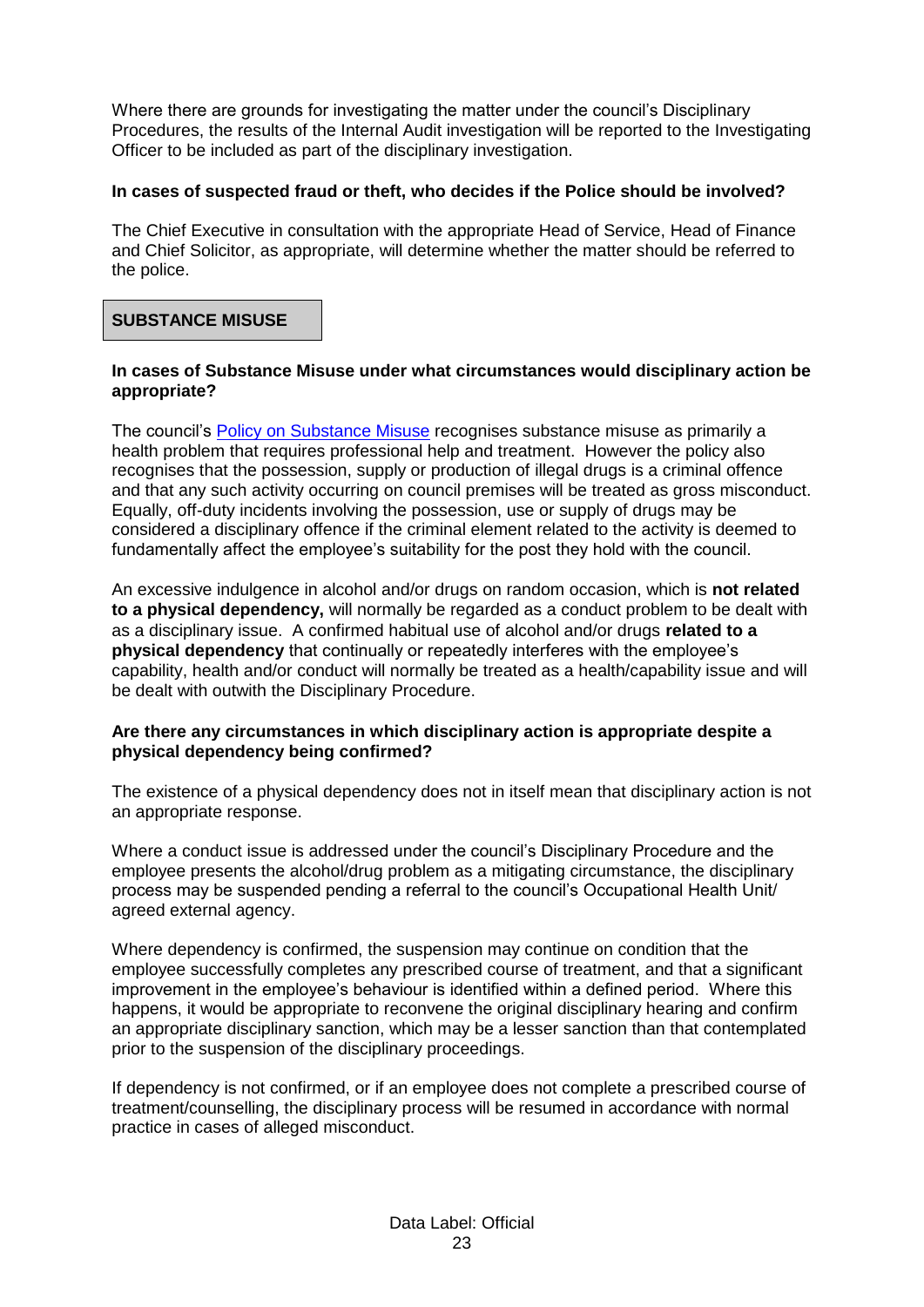Where there are grounds for investigating the matter under the council's Disciplinary Procedures, the results of the Internal Audit investigation will be reported to the Investigating Officer to be included as part of the disciplinary investigation.

**In cases of suspected fraud or theft, who decides if the Police should be involved?**

The Chief Executive in consultation with the appropriate Head of Service, Head of Finance and Chief Solicitor, as appropriate, will determine whether the matter should be referred to the police.

## SUBSTANCE MISUSE

**In cases of Substance Misuse under what circumstances would disciplinary action be appropriate?**

The council's Policy on Substance Misuse recognises substance misuse as primarily a health problem that requires professional help and treatment. However the policy also recognises that the possession, supply or production of illegal drugs is a criminal offence and that any such activity occurring on council premises will be treated as gross misconduct. Equally, off-duty incidents involving the possession, use or supply of drugs may be considered a disciplinary offence if the criminal element related to the activity is deemed to fundamentally affect the employee's suitability for the post they hold with the council.

An excessive indulgence in alcohol and/or drugs on random occasion, which is **not related to a physical dependency,** will normally be regarded as a conduct problem to be dealt with as a disciplinary issue. A confirmed habitual use of alcohol and/or drugs **related to a physical dependency** that continually or repeatedly interferes with the employee's capability, health and/or conduct will normally be treated as a health/capability issue and will be dealt with outwith the Disciplinary Procedure.

**Are there any circumstances in which disciplinary action is appropriate despite a physical dependency being confirmed?**

The existence of a physical dependency does not in itself mean that disciplinary action is not an appropriate response.

Where a conduct issue is addressed under the council's Disciplinary Procedure and the employee presents the alcohol/drug problem as a mitigating circumstance, the disciplinary process may be suspended pending a referral to the council's Occupational Health Unit/ agreed external agency.

Where dependency is confirmed, the suspension may continue on condition that the employee successfully completes any prescribed course of treatment, and that a significant improvement in the employee's behaviour is identified within a defined period. Where this happens, it would be appropriate to reconvene the original disciplinary hearing and confirm an appropriate disciplinary sanction, which may be a lesser sanction than that contemplated prior to the suspension of the disciplinary proceedings.

If dependency is not confirmed, or if an employee does not complete a prescribed course of treatment/counselling, the disciplinary process will be resumed in accordance with normal practice in cases of alleged misconduct.

Data Label: Official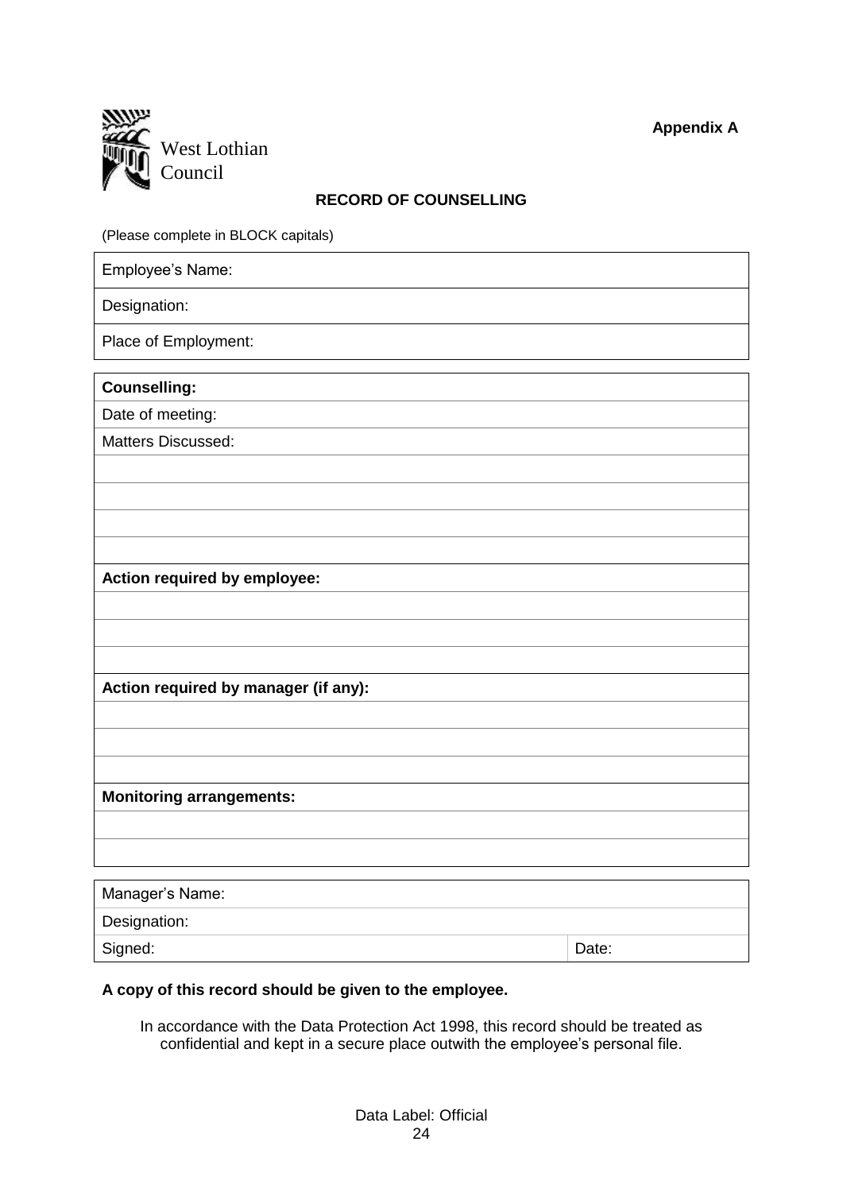West Lothian Council

**Appendix A**

**RECORD OF COUNSELLING**

(Please complete in BLOCK capitals)

| Employee's Name: |
|---|
| Designation: |
| Place of Employment: |

| **Counselling:** |
|---|
| Date of meeting: |
| Matters Discussed: |
| |
| |
| |
| |
| **Action required by employee:** |
| |
| |
| |
| **Action required by manager (if any):** |
| |
| |
| |
| **Monitoring arrangements:** |
| |
| |

| Manager's Name: | |
|---|---|
| Designation: | |
| Signed: | Date: |

**A copy of this record should be given to the employee.**

In accordance with the Data Protection Act 1998, this record should be treated as confidential and kept in a secure place outwith the employee's personal file.

Data Label: Official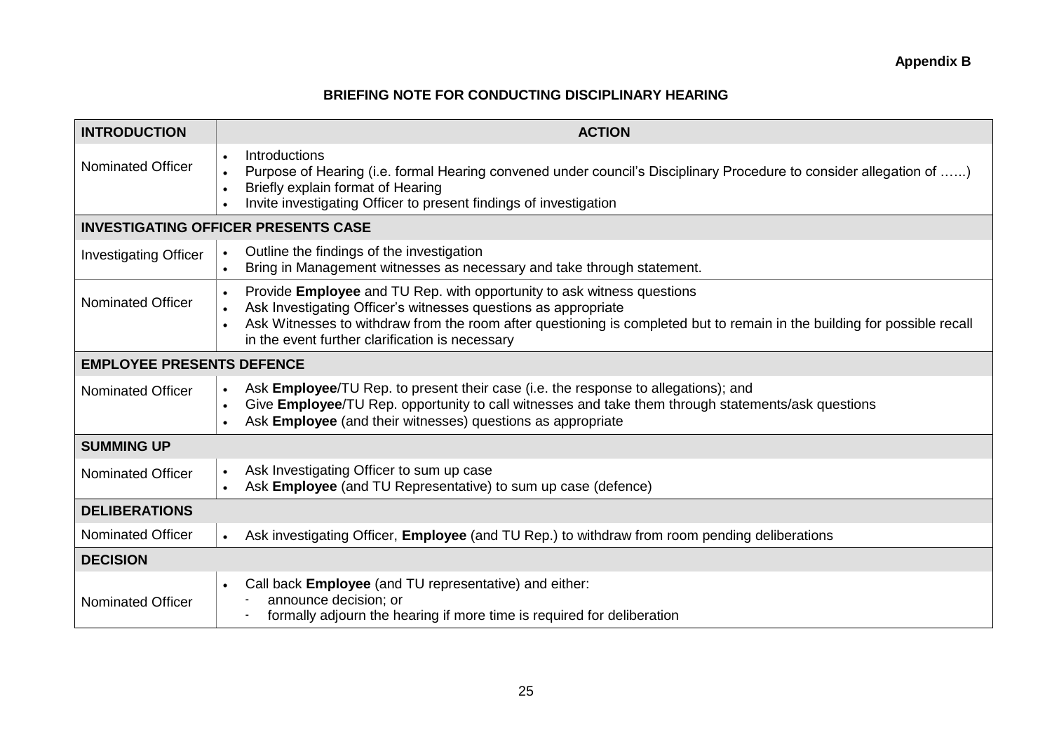**Appendix B**

**BRIEFING NOTE FOR CONDUCTING DISCIPLINARY HEARING**

| **INTRODUCTION** | **ACTION** |
|---|---|
| Nominated Officer | • Introductions<br>• Purpose of Hearing (i.e. formal Hearing convened under council's Disciplinary Procedure to consider allegation of ……)<br>• Briefly explain format of Hearing<br>• Invite investigating Officer to present findings of investigation |
| **INVESTIGATING OFFICER PRESENTS CASE** | |
| Investigating Officer | • Outline the findings of the investigation<br>• Bring in Management witnesses as necessary and take through statement. |
| Nominated Officer | • Provide **Employee** and TU Rep. with opportunity to ask witness questions<br>• Ask Investigating Officer's witnesses questions as appropriate<br>• Ask Witnesses to withdraw from the room after questioning is completed but to remain in the building for possible recall in the event further clarification is necessary |
| **EMPLOYEE PRESENTS DEFENCE** | |
| Nominated Officer | • Ask **Employee**/TU Rep. to present their case (i.e. the response to allegations); and<br>• Give **Employee**/TU Rep. opportunity to call witnesses and take them through statements/ask questions<br>• Ask **Employee** (and their witnesses) questions as appropriate |
| **SUMMING UP** | |
| Nominated Officer | • Ask Investigating Officer to sum up case<br>• Ask **Employee** (and TU Representative) to sum up case (defence) |
| **DELIBERATIONS** | |
| Nominated Officer | • Ask investigating Officer, **Employee** (and TU Rep.) to withdraw from room pending deliberations |
| **DECISION** | |
| Nominated Officer | • Call back **Employee** (and TU representative) and either:<br>- announce decision; or<br>- formally adjourn the hearing if more time is required for deliberation |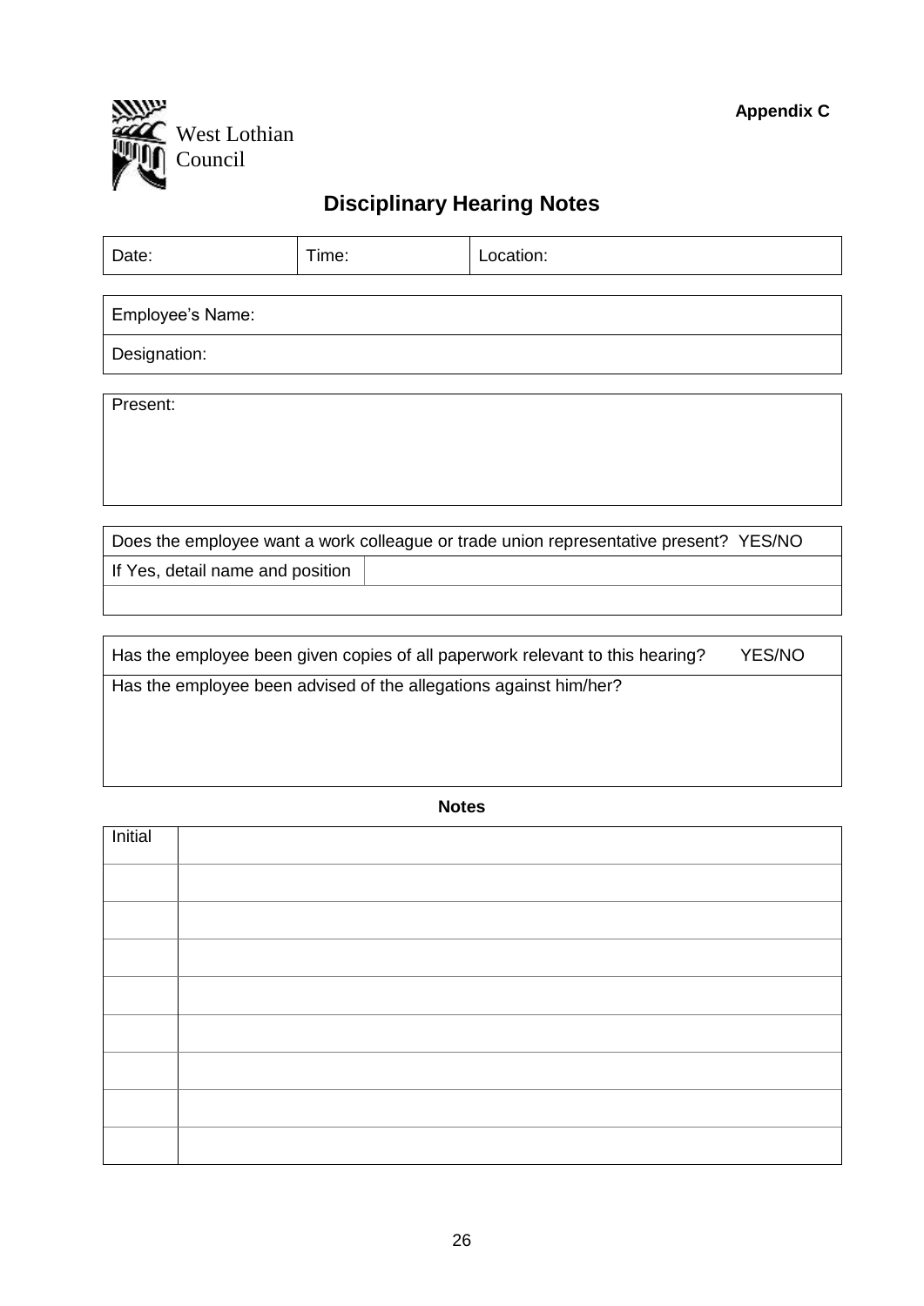West Lothian Council

**Appendix C**

## Disciplinary Hearing Notes

| Date: | Time: | Location: |
|---|---|---|

| Employee's Name: |
|---|
| Designation: |

| Present: |
|---|

| Does the employee want a work colleague or trade union representative present? YES/NO | |
|---|---|
| If Yes, detail name and position | |
| | |

| Has the employee been given copies of all paperwork relevant to this hearing? YES/NO |
|---|
| Has the employee been advised of the allegations against him/her? |

**Notes**

| Initial | |
|---|---|
| | |
| | |
| | |
| | |
| | |
| | |
| | |
| | |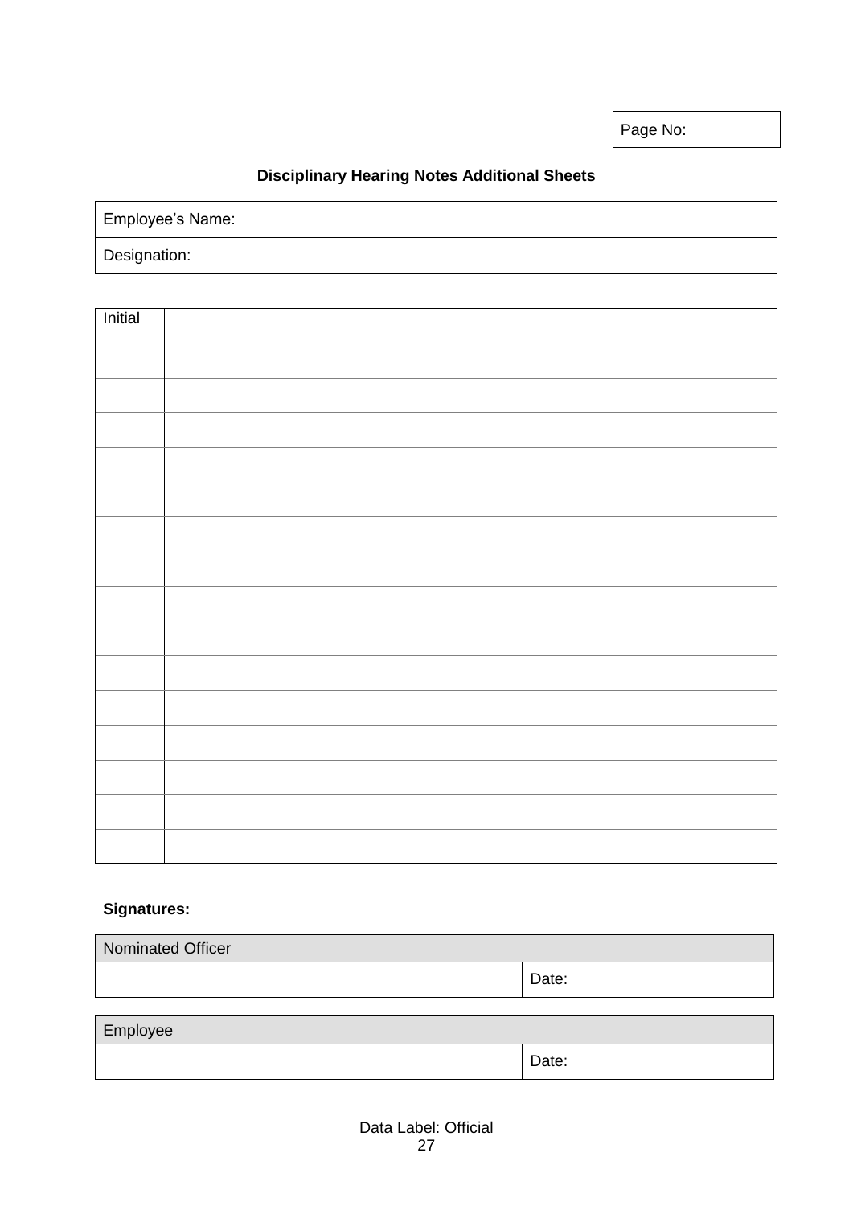| Page No: |
|---|

**Disciplinary Hearing Notes Additional Sheets**

| Employee's Name: |
|---|
| Designation: |

| Initial | |
|---|---|
| | |
| | |
| | |
| | |
| | |
| | |
| | |
| | |
| | |
| | |
| | |
| | |
| | |
| | |
| | |

**Signatures:**

| Nominated Officer | |
|---|---|
| | Date: |

| Employee | |
|---|---|
| | Date: |

Data Label: Official